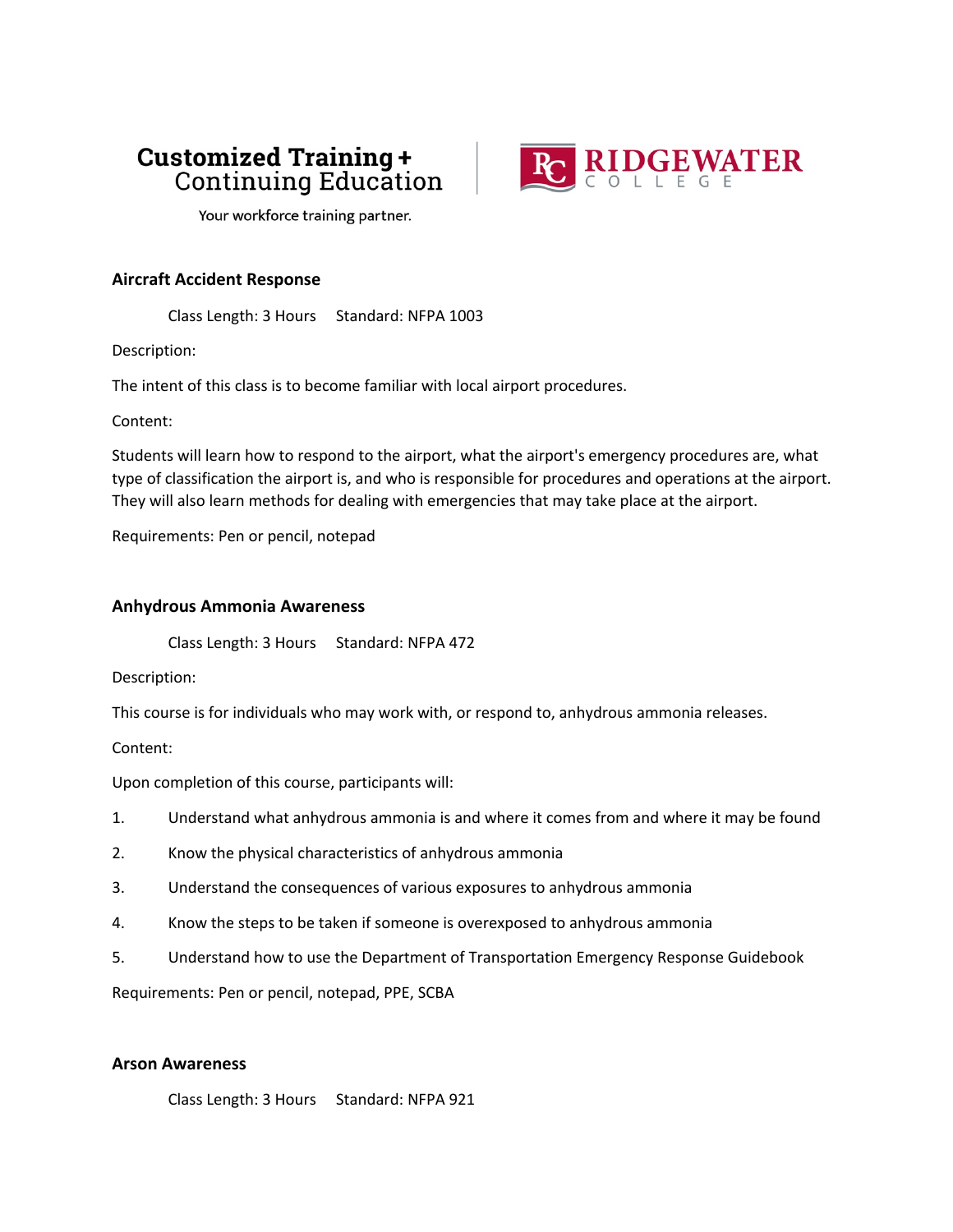Customized Training + Continuing Education

Your workforce training partner.

RIDGEWATER COLLEGE

### Aircraft Accident Response

Class Length: 3 Hours  Standard: NFPA 1003

Description:

The intent of this class is to become familiar with local airport procedures.

Content:

Students will learn how to respond to the airport, what the airport's emergency procedures are, what type of classification the airport is, and who is responsible for procedures and operations at the airport. They will also learn methods for dealing with emergencies that may take place at the airport.

Requirements: Pen or pencil, notepad

### Anhydrous Ammonia Awareness

Class Length: 3 Hours  Standard: NFPA 472

Description:

This course is for individuals who may work with, or respond to, anhydrous ammonia releases.

Content:

Upon completion of this course, participants will:

1. Understand what anhydrous ammonia is and where it comes from and where it may be found
2. Know the physical characteristics of anhydrous ammonia
3. Understand the consequences of various exposures to anhydrous ammonia
4. Know the steps to be taken if someone is overexposed to anhydrous ammonia
5. Understand how to use the Department of Transportation Emergency Response Guidebook

Requirements: Pen or pencil, notepad, PPE, SCBA

### Arson Awareness

Class Length: 3 Hours  Standard: NFPA 921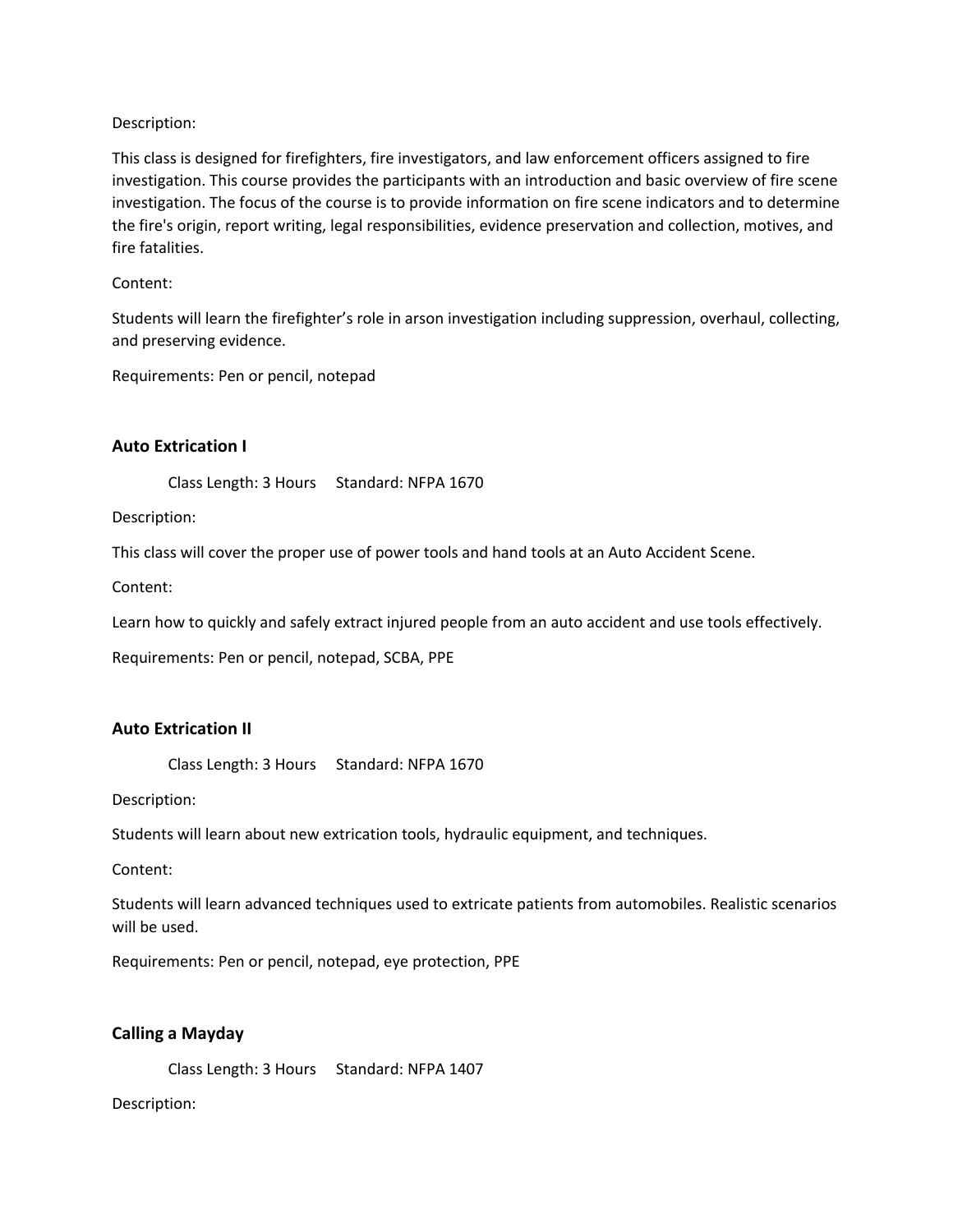Description:

This class is designed for firefighters, fire investigators, and law enforcement officers assigned to fire investigation. This course provides the participants with an introduction and basic overview of fire scene investigation. The focus of the course is to provide information on fire scene indicators and to determine the fire's origin, report writing, legal responsibilities, evidence preservation and collection, motives, and fire fatalities.

Content:

Students will learn the firefighter's role in arson investigation including suppression, overhaul, collecting, and preserving evidence.

Requirements: Pen or pencil, notepad

### Auto Extrication I

Class Length: 3 Hours     Standard: NFPA 1670

Description:

This class will cover the proper use of power tools and hand tools at an Auto Accident Scene.

Content:

Learn how to quickly and safely extract injured people from an auto accident and use tools effectively.

Requirements: Pen or pencil, notepad, SCBA, PPE

### Auto Extrication II

Class Length: 3 Hours     Standard: NFPA 1670

Description:

Students will learn about new extrication tools, hydraulic equipment, and techniques.

Content:

Students will learn advanced techniques used to extricate patients from automobiles. Realistic scenarios will be used.

Requirements: Pen or pencil, notepad, eye protection, PPE

### Calling a Mayday

Class Length: 3 Hours     Standard: NFPA 1407

Description: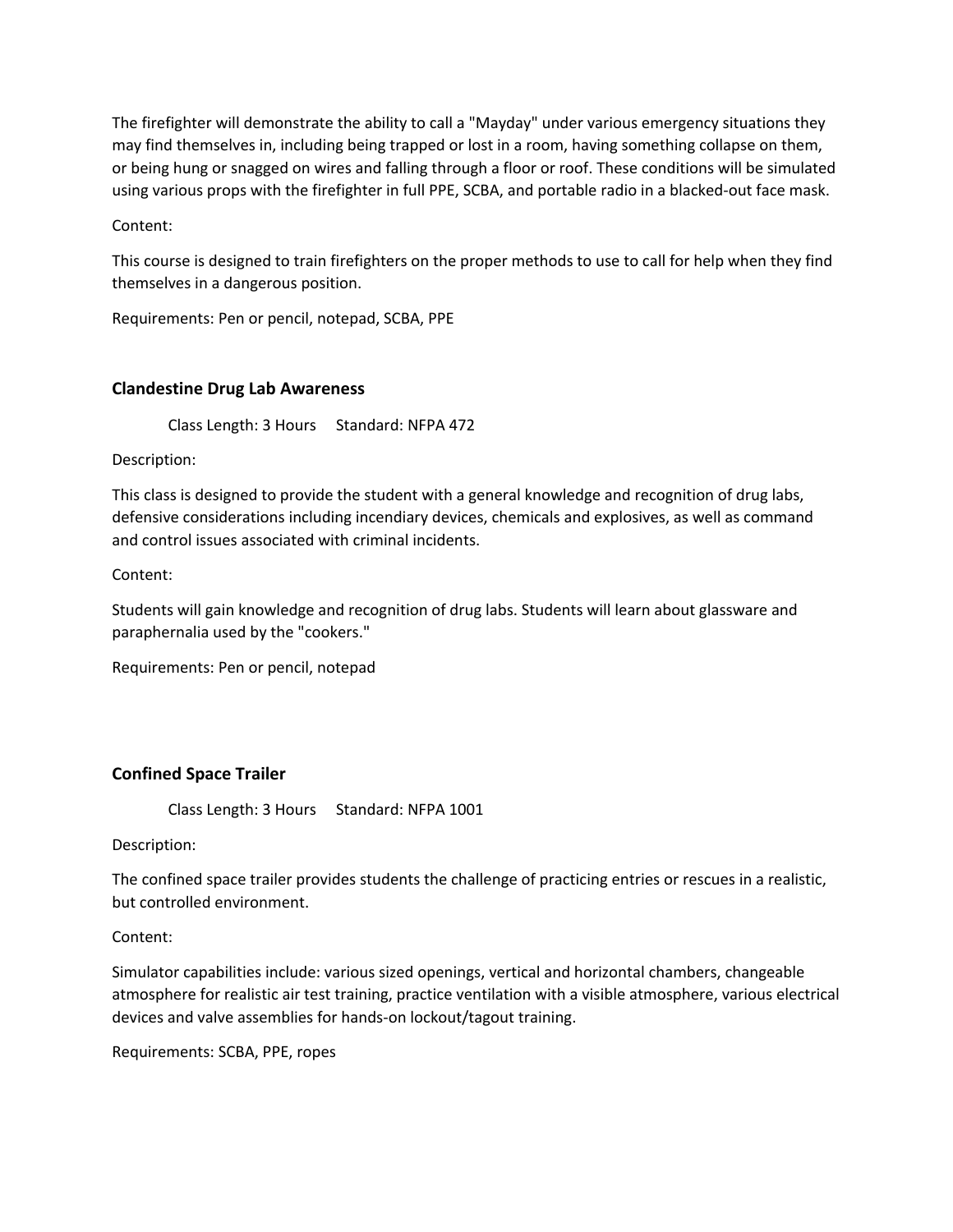The firefighter will demonstrate the ability to call a "Mayday" under various emergency situations they may find themselves in, including being trapped or lost in a room, having something collapse on them, or being hung or snagged on wires and falling through a floor or roof. These conditions will be simulated using various props with the firefighter in full PPE, SCBA, and portable radio in a blacked-out face mask.

Content:

This course is designed to train firefighters on the proper methods to use to call for help when they find themselves in a dangerous position.

Requirements: Pen or pencil, notepad, SCBA, PPE

### Clandestine Drug Lab Awareness

Class Length: 3 Hours Standard: NFPA 472

Description:

This class is designed to provide the student with a general knowledge and recognition of drug labs, defensive considerations including incendiary devices, chemicals and explosives, as well as command and control issues associated with criminal incidents.

Content:

Students will gain knowledge and recognition of drug labs. Students will learn about glassware and paraphernalia used by the "cookers."

Requirements: Pen or pencil, notepad

### Confined Space Trailer

Class Length: 3 Hours Standard: NFPA 1001

Description:

The confined space trailer provides students the challenge of practicing entries or rescues in a realistic, but controlled environment.

Content:

Simulator capabilities include: various sized openings, vertical and horizontal chambers, changeable atmosphere for realistic air test training, practice ventilation with a visible atmosphere, various electrical devices and valve assemblies for hands-on lockout/tagout training.

Requirements: SCBA, PPE, ropes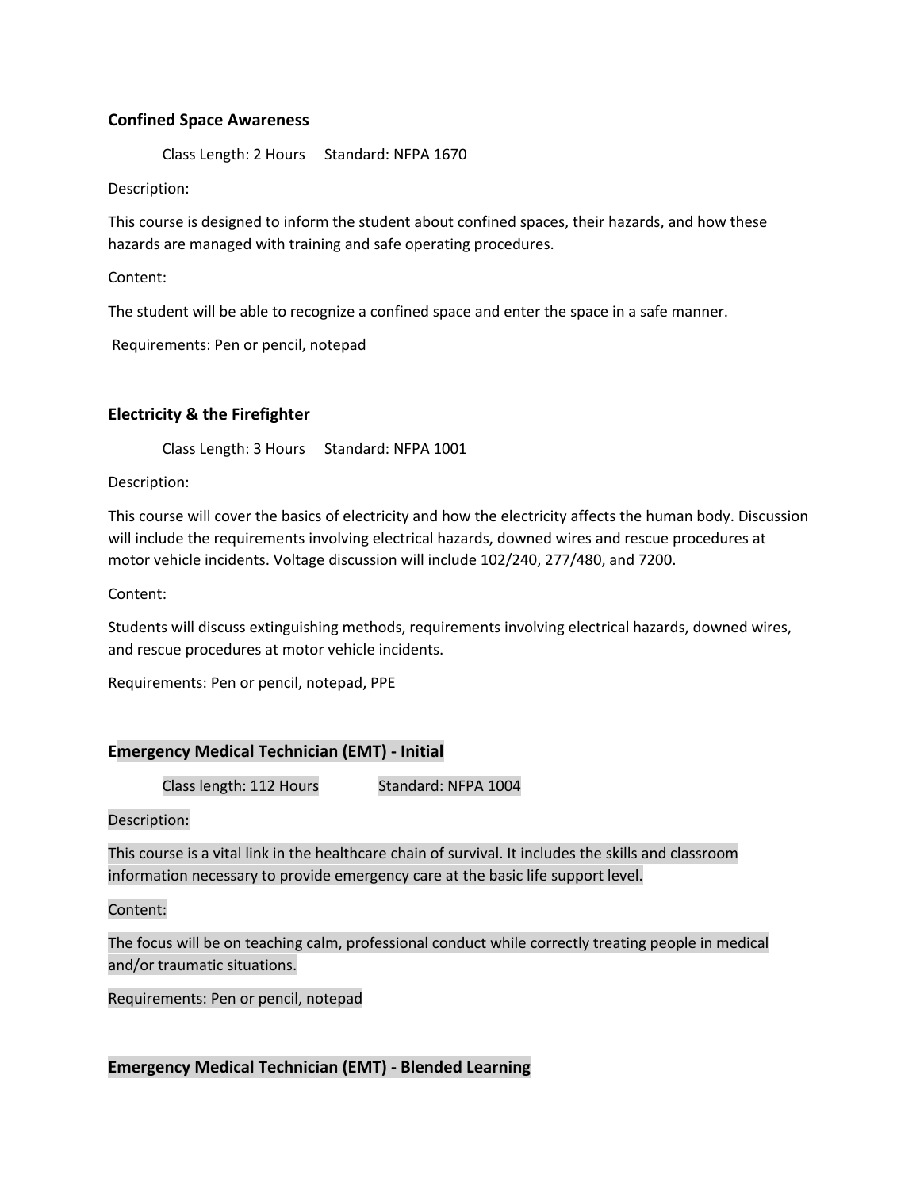### Confined Space Awareness

Class Length: 2 Hours     Standard: NFPA 1670

Description:

This course is designed to inform the student about confined spaces, their hazards, and how these hazards are managed with training and safe operating procedures.

Content:

The student will be able to recognize a confined space and enter the space in a safe manner.

Requirements: Pen or pencil, notepad

### Electricity & the Firefighter

Class Length: 3 Hours     Standard: NFPA 1001

Description:

This course will cover the basics of electricity and how the electricity affects the human body. Discussion will include the requirements involving electrical hazards, downed wires and rescue procedures at motor vehicle incidents. Voltage discussion will include 102/240, 277/480, and 7200.

Content:

Students will discuss extinguishing methods, requirements involving electrical hazards, downed wires, and rescue procedures at motor vehicle incidents.

Requirements: Pen or pencil, notepad, PPE

### Emergency Medical Technician (EMT) - Initial

Class length: 112 Hours     Standard: NFPA 1004

Description:

This course is a vital link in the healthcare chain of survival. It includes the skills and classroom information necessary to provide emergency care at the basic life support level.

Content:

The focus will be on teaching calm, professional conduct while correctly treating people in medical and/or traumatic situations.

Requirements: Pen or pencil, notepad

### Emergency Medical Technician (EMT) - Blended Learning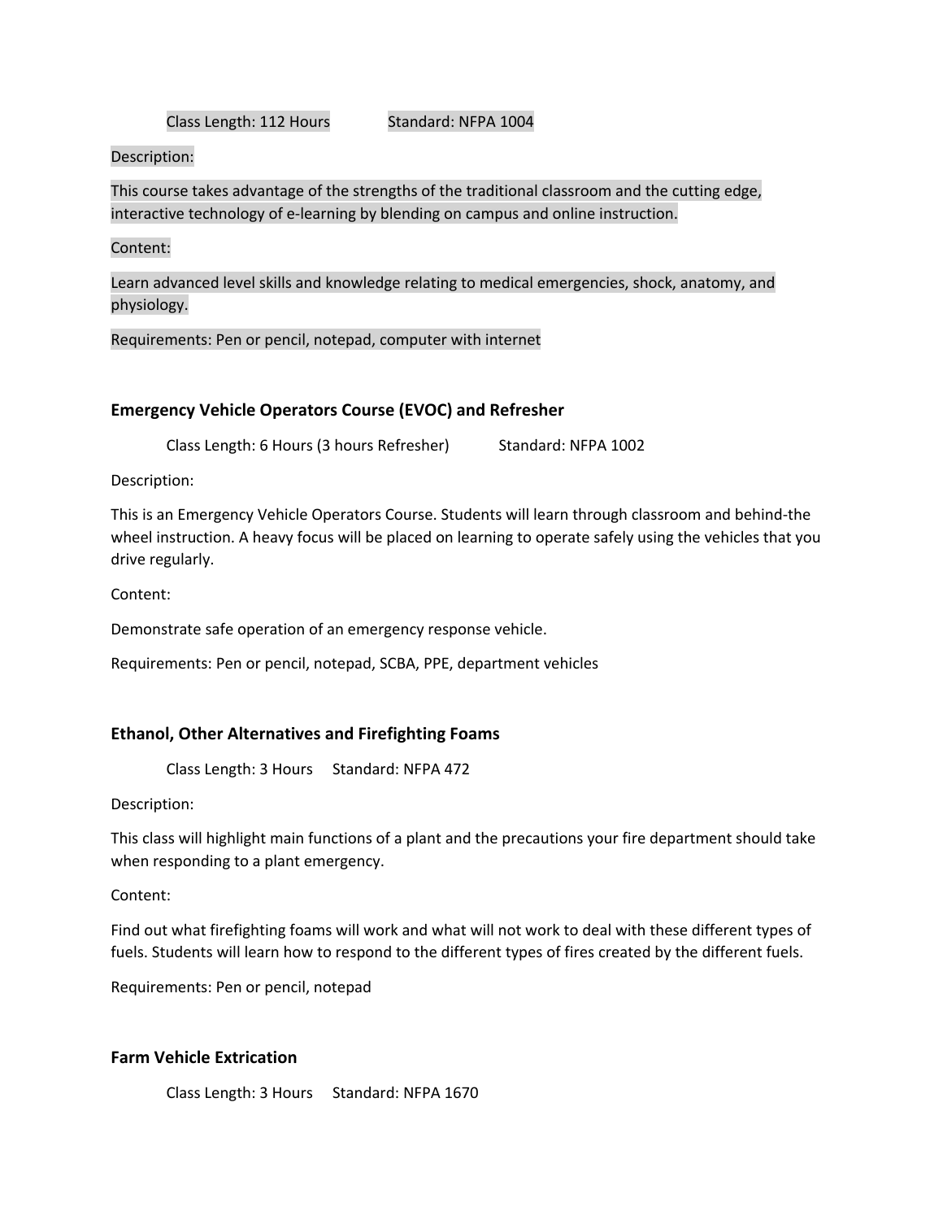Class Length: 112 Hours Standard: NFPA 1004

Description:

This course takes advantage of the strengths of the traditional classroom and the cutting edge, interactive technology of e-learning by blending on campus and online instruction.

Content:

Learn advanced level skills and knowledge relating to medical emergencies, shock, anatomy, and physiology.

Requirements: Pen or pencil, notepad, computer with internet

### Emergency Vehicle Operators Course (EVOC) and Refresher

Class Length: 6 Hours (3 hours Refresher) Standard: NFPA 1002

Description:

This is an Emergency Vehicle Operators Course. Students will learn through classroom and behind-the wheel instruction. A heavy focus will be placed on learning to operate safely using the vehicles that you drive regularly.

Content:

Demonstrate safe operation of an emergency response vehicle.

Requirements: Pen or pencil, notepad, SCBA, PPE, department vehicles

### Ethanol, Other Alternatives and Firefighting Foams

Class Length: 3 Hours Standard: NFPA 472

Description:

This class will highlight main functions of a plant and the precautions your fire department should take when responding to a plant emergency.

Content:

Find out what firefighting foams will work and what will not work to deal with these different types of fuels. Students will learn how to respond to the different types of fires created by the different fuels.

Requirements: Pen or pencil, notepad

### Farm Vehicle Extrication

Class Length: 3 Hours Standard: NFPA 1670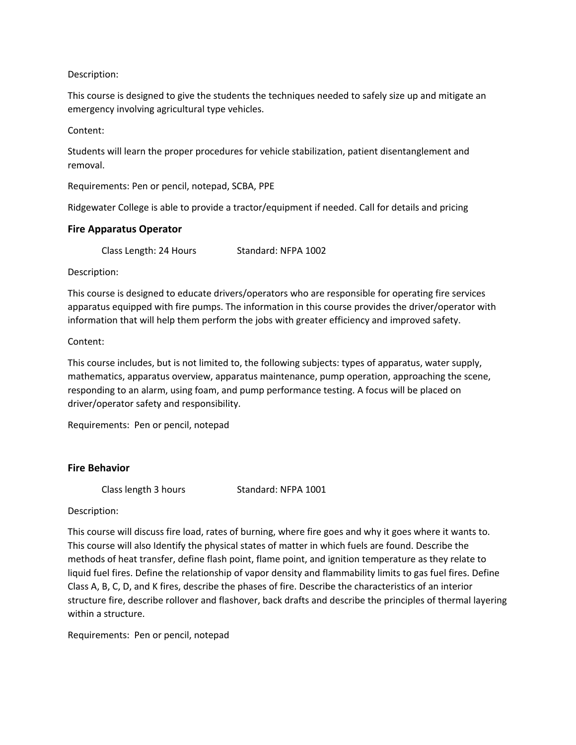Description:

This course is designed to give the students the techniques needed to safely size up and mitigate an emergency involving agricultural type vehicles.

Content:

Students will learn the proper procedures for vehicle stabilization, patient disentanglement and removal.

Requirements: Pen or pencil, notepad, SCBA, PPE

Ridgewater College is able to provide a tractor/equipment if needed. Call for details and pricing

### Fire Apparatus Operator

Class Length: 24 Hours Standard: NFPA 1002

Description:

This course is designed to educate drivers/operators who are responsible for operating fire services apparatus equipped with fire pumps. The information in this course provides the driver/operator with information that will help them perform the jobs with greater efficiency and improved safety.

Content:

This course includes, but is not limited to, the following subjects: types of apparatus, water supply, mathematics, apparatus overview, apparatus maintenance, pump operation, approaching the scene, responding to an alarm, using foam, and pump performance testing. A focus will be placed on driver/operator safety and responsibility.

Requirements: Pen or pencil, notepad

### Fire Behavior

Class length 3 hours Standard: NFPA 1001

Description:

This course will discuss fire load, rates of burning, where fire goes and why it goes where it wants to. This course will also Identify the physical states of matter in which fuels are found. Describe the methods of heat transfer, define flash point, flame point, and ignition temperature as they relate to liquid fuel fires. Define the relationship of vapor density and flammability limits to gas fuel fires. Define Class A, B, C, D, and K fires, describe the phases of fire. Describe the characteristics of an interior structure fire, describe rollover and flashover, back drafts and describe the principles of thermal layering within a structure.

Requirements: Pen or pencil, notepad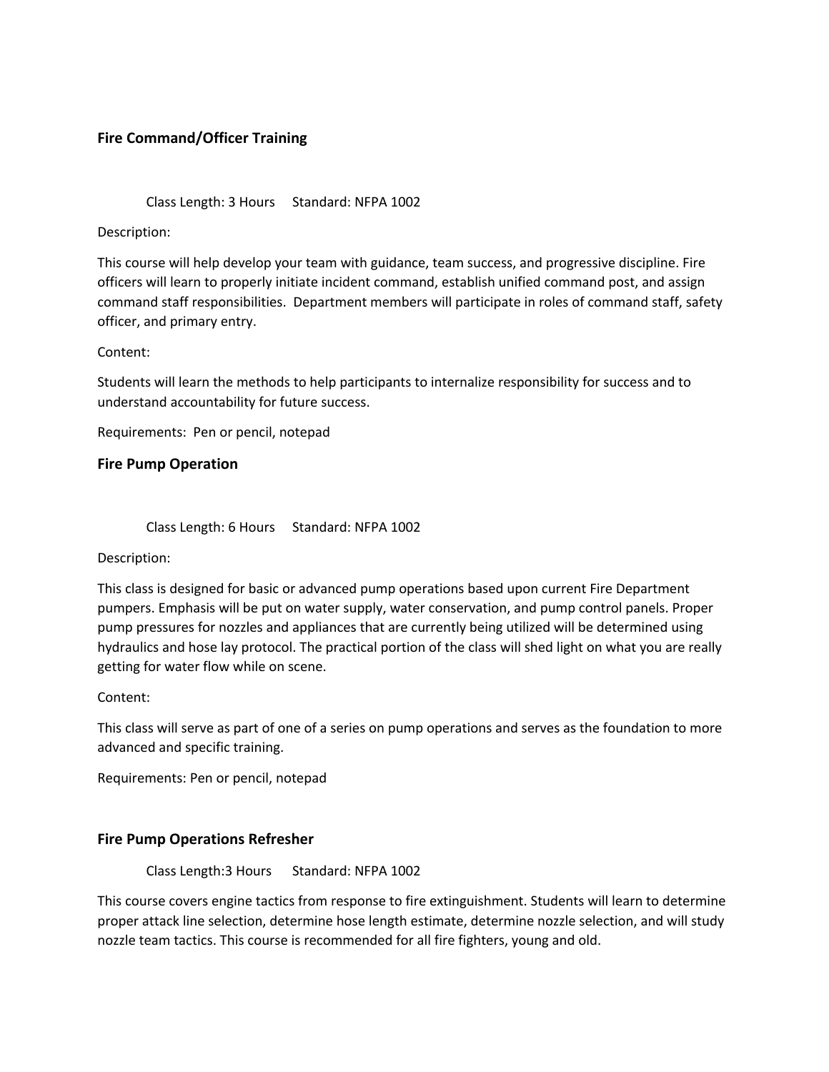### Fire Command/Officer Training

Class Length: 3 Hours     Standard: NFPA 1002

Description:

This course will help develop your team with guidance, team success, and progressive discipline. Fire officers will learn to properly initiate incident command, establish unified command post, and assign command staff responsibilities.  Department members will participate in roles of command staff, safety officer, and primary entry.

Content:

Students will learn the methods to help participants to internalize responsibility for success and to understand accountability for future success.

Requirements:  Pen or pencil, notepad

### Fire Pump Operation

Class Length: 6 Hours     Standard: NFPA 1002

Description:

This class is designed for basic or advanced pump operations based upon current Fire Department pumpers. Emphasis will be put on water supply, water conservation, and pump control panels. Proper pump pressures for nozzles and appliances that are currently being utilized will be determined using hydraulics and hose lay protocol. The practical portion of the class will shed light on what you are really getting for water flow while on scene.

Content:

This class will serve as part of one of a series on pump operations and serves as the foundation to more advanced and specific training.

Requirements: Pen or pencil, notepad

### Fire Pump Operations Refresher

Class Length:3 Hours     Standard: NFPA 1002

This course covers engine tactics from response to fire extinguishment. Students will learn to determine proper attack line selection, determine hose length estimate, determine nozzle selection, and will study nozzle team tactics. This course is recommended for all fire fighters, young and old.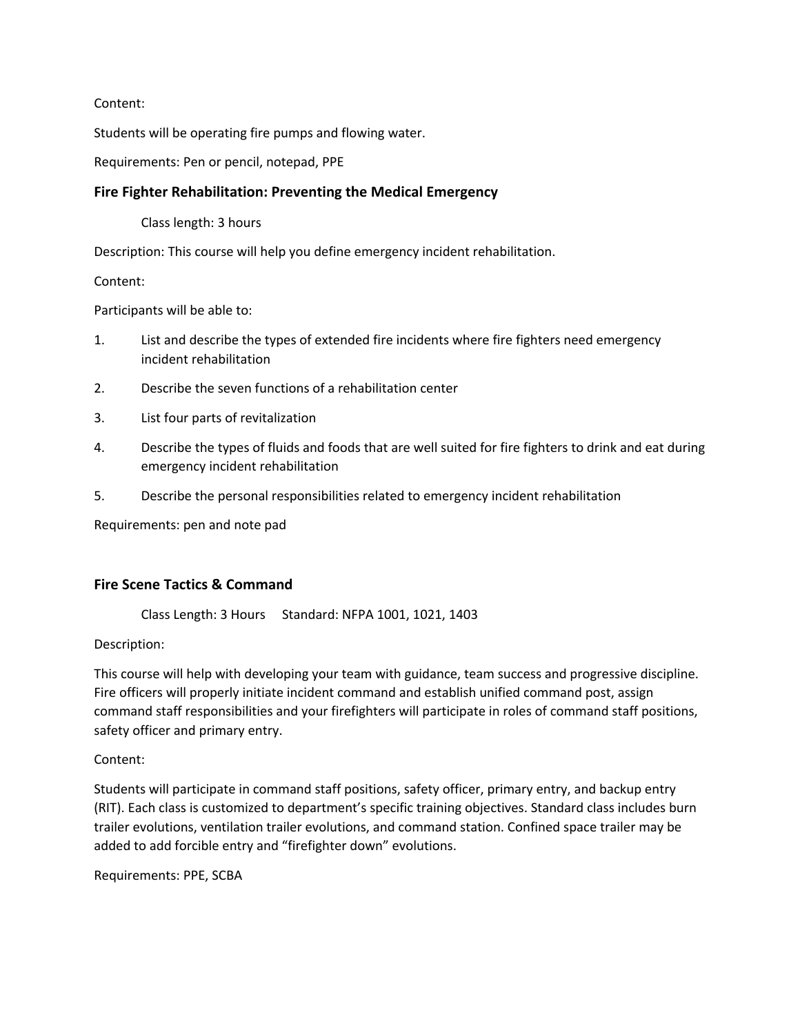Content:

Students will be operating fire pumps and flowing water.

Requirements: Pen or pencil, notepad, PPE

### Fire Fighter Rehabilitation: Preventing the Medical Emergency

Class length: 3 hours

Description: This course will help you define emergency incident rehabilitation.

Content:

Participants will be able to:

1. List and describe the types of extended fire incidents where fire fighters need emergency incident rehabilitation
2. Describe the seven functions of a rehabilitation center
3. List four parts of revitalization
4. Describe the types of fluids and foods that are well suited for fire fighters to drink and eat during emergency incident rehabilitation
5. Describe the personal responsibilities related to emergency incident rehabilitation

Requirements: pen and note pad

### Fire Scene Tactics & Command

Class Length: 3 Hours Standard: NFPA 1001, 1021, 1403

Description:

This course will help with developing your team with guidance, team success and progressive discipline. Fire officers will properly initiate incident command and establish unified command post, assign command staff responsibilities and your firefighters will participate in roles of command staff positions, safety officer and primary entry.

Content:

Students will participate in command staff positions, safety officer, primary entry, and backup entry (RIT). Each class is customized to department's specific training objectives. Standard class includes burn trailer evolutions, ventilation trailer evolutions, and command station. Confined space trailer may be added to add forcible entry and "firefighter down" evolutions.

Requirements: PPE, SCBA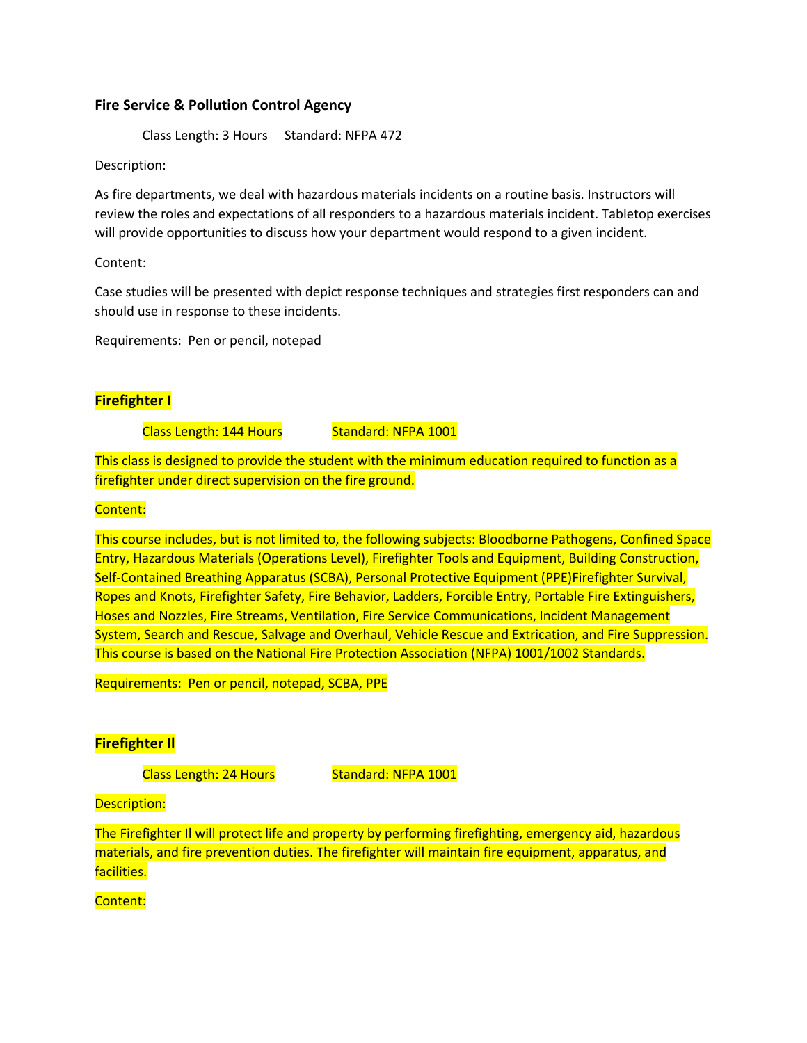**Fire Service & Pollution Control Agency**

Class Length: 3 Hours Standard: NFPA 472

Description:

As fire departments, we deal with hazardous materials incidents on a routine basis. Instructors will review the roles and expectations of all responders to a hazardous materials incident. Tabletop exercises will provide opportunities to discuss how your department would respond to a given incident.

Content:

Case studies will be presented with depict response techniques and strategies first responders can and should use in response to these incidents.

Requirements: Pen or pencil, notepad

**Firefighter I**

Class Length: 144 Hours Standard: NFPA 1001

This class is designed to provide the student with the minimum education required to function as a firefighter under direct supervision on the fire ground.

Content:

This course includes, but is not limited to, the following subjects: Bloodborne Pathogens, Confined Space Entry, Hazardous Materials (Operations Level), Firefighter Tools and Equipment, Building Construction, Self-Contained Breathing Apparatus (SCBA), Personal Protective Equipment (PPE)Firefighter Survival, Ropes and Knots, Firefighter Safety, Fire Behavior, Ladders, Forcible Entry, Portable Fire Extinguishers, Hoses and Nozzles, Fire Streams, Ventilation, Fire Service Communications, Incident Management System, Search and Rescue, Salvage and Overhaul, Vehicle Rescue and Extrication, and Fire Suppression. This course is based on the National Fire Protection Association (NFPA) 1001/1002 Standards.

Requirements: Pen or pencil, notepad, SCBA, PPE

**Firefighter II**

Class Length: 24 Hours Standard: NFPA 1001

Description:

The Firefighter II will protect life and property by performing firefighting, emergency aid, hazardous materials, and fire prevention duties. The firefighter will maintain fire equipment, apparatus, and facilities.

Content: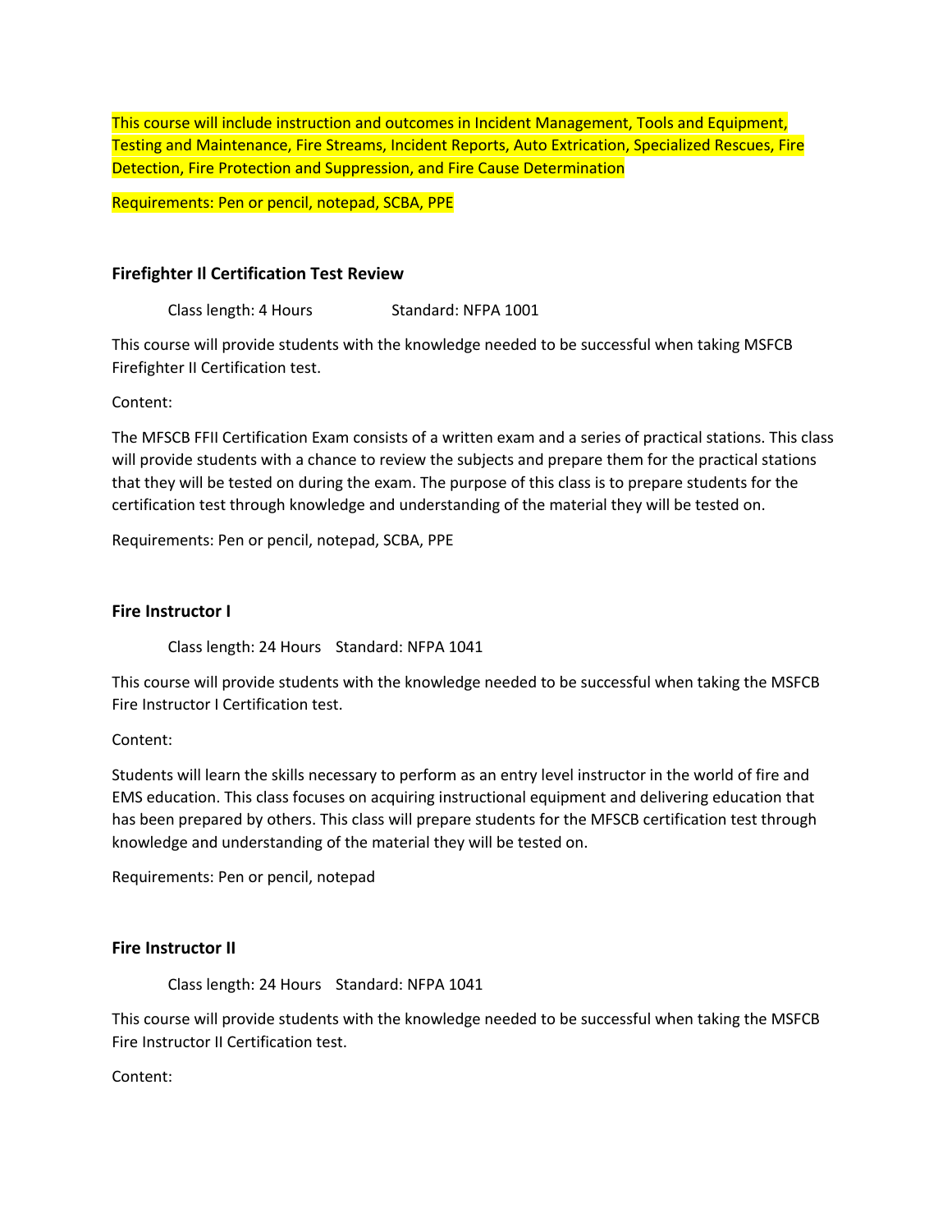This course will include instruction and outcomes in Incident Management, Tools and Equipment, Testing and Maintenance, Fire Streams, Incident Reports, Auto Extrication, Specialized Rescues, Fire Detection, Fire Protection and Suppression, and Fire Cause Determination

Requirements: Pen or pencil, notepad, SCBA, PPE

### Firefighter II Certification Test Review

Class length: 4 Hours Standard: NFPA 1001

This course will provide students with the knowledge needed to be successful when taking MSFCB Firefighter II Certification test.

Content:

The MFSCB FFII Certification Exam consists of a written exam and a series of practical stations. This class will provide students with a chance to review the subjects and prepare them for the practical stations that they will be tested on during the exam. The purpose of this class is to prepare students for the certification test through knowledge and understanding of the material they will be tested on.

Requirements: Pen or pencil, notepad, SCBA, PPE

### Fire Instructor I

Class length: 24 Hours Standard: NFPA 1041

This course will provide students with the knowledge needed to be successful when taking the MSFCB Fire Instructor I Certification test.

Content:

Students will learn the skills necessary to perform as an entry level instructor in the world of fire and EMS education. This class focuses on acquiring instructional equipment and delivering education that has been prepared by others. This class will prepare students for the MFSCB certification test through knowledge and understanding of the material they will be tested on.

Requirements: Pen or pencil, notepad

### Fire Instructor II

Class length: 24 Hours Standard: NFPA 1041

This course will provide students with the knowledge needed to be successful when taking the MSFCB Fire Instructor II Certification test.

Content: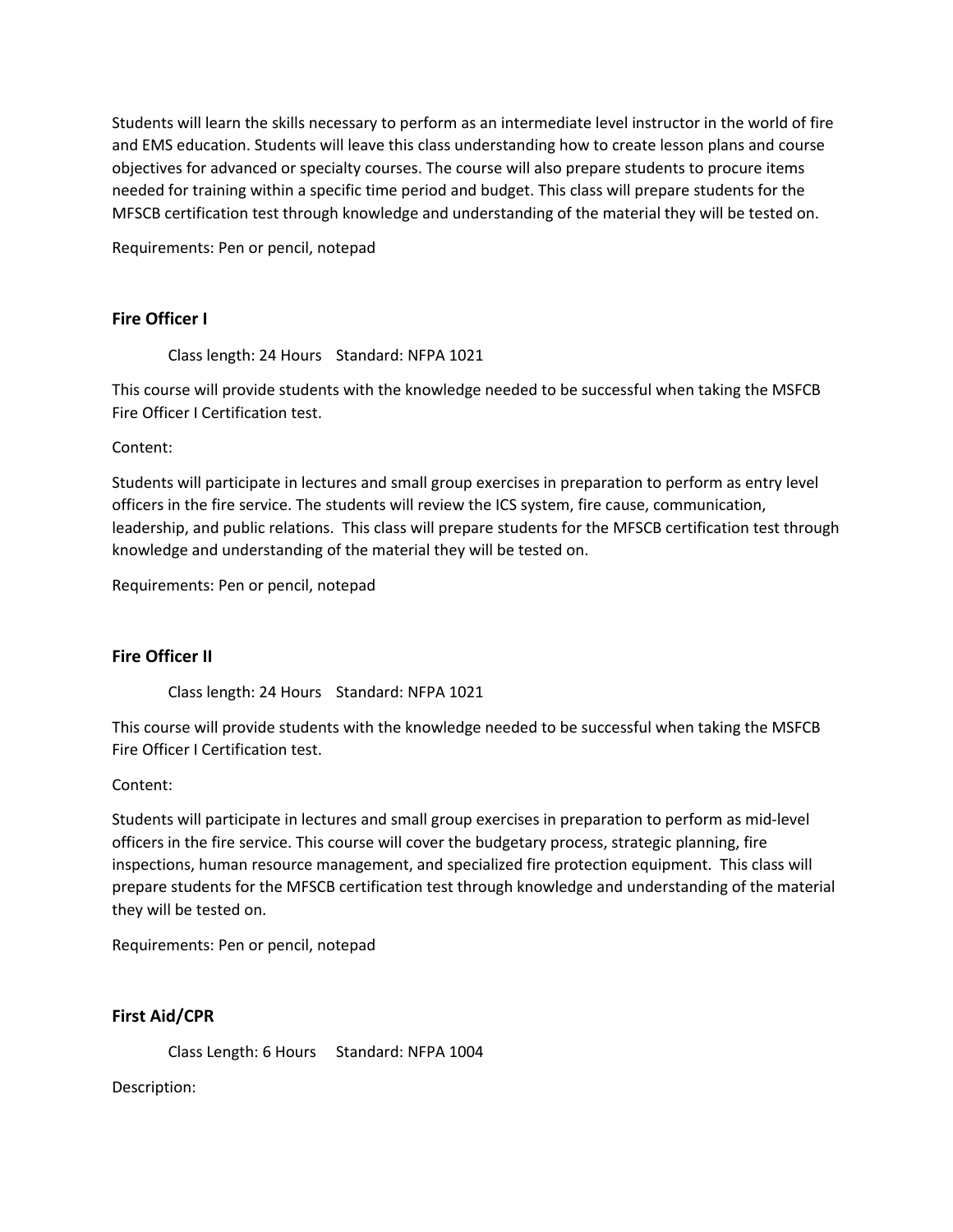Students will learn the skills necessary to perform as an intermediate level instructor in the world of fire and EMS education. Students will leave this class understanding how to create lesson plans and course objectives for advanced or specialty courses. The course will also prepare students to procure items needed for training within a specific time period and budget. This class will prepare students for the MFSCB certification test through knowledge and understanding of the material they will be tested on.

Requirements: Pen or pencil, notepad

### Fire Officer I

Class length: 24 Hours    Standard: NFPA 1021

This course will provide students with the knowledge needed to be successful when taking the MSFCB Fire Officer I Certification test.

Content:

Students will participate in lectures and small group exercises in preparation to perform as entry level officers in the fire service. The students will review the ICS system, fire cause, communication, leadership, and public relations.  This class will prepare students for the MFSCB certification test through knowledge and understanding of the material they will be tested on.

Requirements: Pen or pencil, notepad

### Fire Officer II

Class length: 24 Hours    Standard: NFPA 1021

This course will provide students with the knowledge needed to be successful when taking the MSFCB Fire Officer I Certification test.

Content:

Students will participate in lectures and small group exercises in preparation to perform as mid-level officers in the fire service. This course will cover the budgetary process, strategic planning, fire inspections, human resource management, and specialized fire protection equipment.  This class will prepare students for the MFSCB certification test through knowledge and understanding of the material they will be tested on.

Requirements: Pen or pencil, notepad

### First Aid/CPR

Class Length: 6 Hours     Standard: NFPA 1004

Description: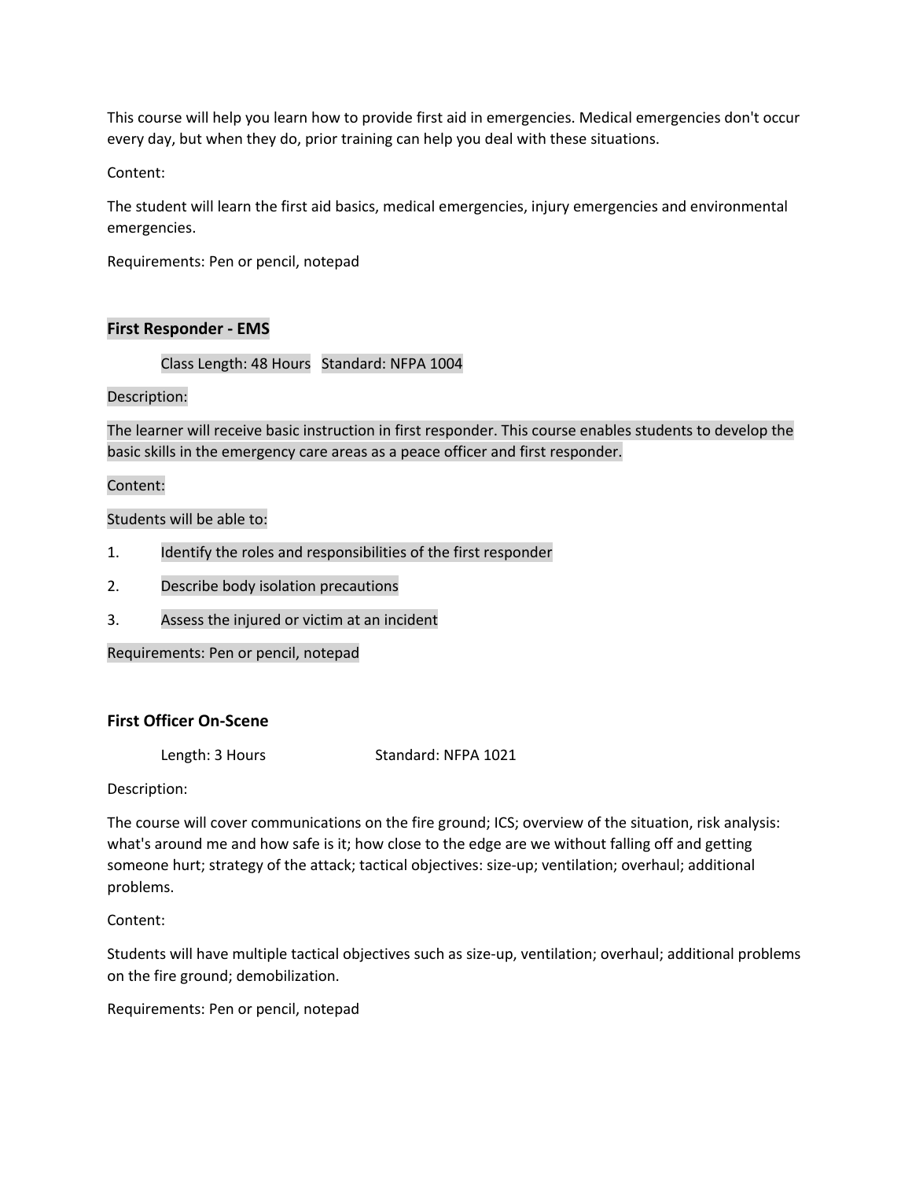This course will help you learn how to provide first aid in emergencies. Medical emergencies don't occur every day, but when they do, prior training can help you deal with these situations.

Content:

The student will learn the first aid basics, medical emergencies, injury emergencies and environmental emergencies.

Requirements: Pen or pencil, notepad

### First Responder - EMS

Class Length: 48 Hours   Standard: NFPA 1004

Description:

The learner will receive basic instruction in first responder. This course enables students to develop the basic skills in the emergency care areas as a peace officer and first responder.

Content:

Students will be able to:

1. Identify the roles and responsibilities of the first responder
2. Describe body isolation precautions
3. Assess the injured or victim at an incident

Requirements: Pen or pencil, notepad

### First Officer On-Scene

Length: 3 Hours   Standard: NFPA 1021

Description:

The course will cover communications on the fire ground; ICS; overview of the situation, risk analysis: what's around me and how safe is it; how close to the edge are we without falling off and getting someone hurt; strategy of the attack; tactical objectives: size-up; ventilation; overhaul; additional problems.

Content:

Students will have multiple tactical objectives such as size-up, ventilation; overhaul; additional problems on the fire ground; demobilization.

Requirements: Pen or pencil, notepad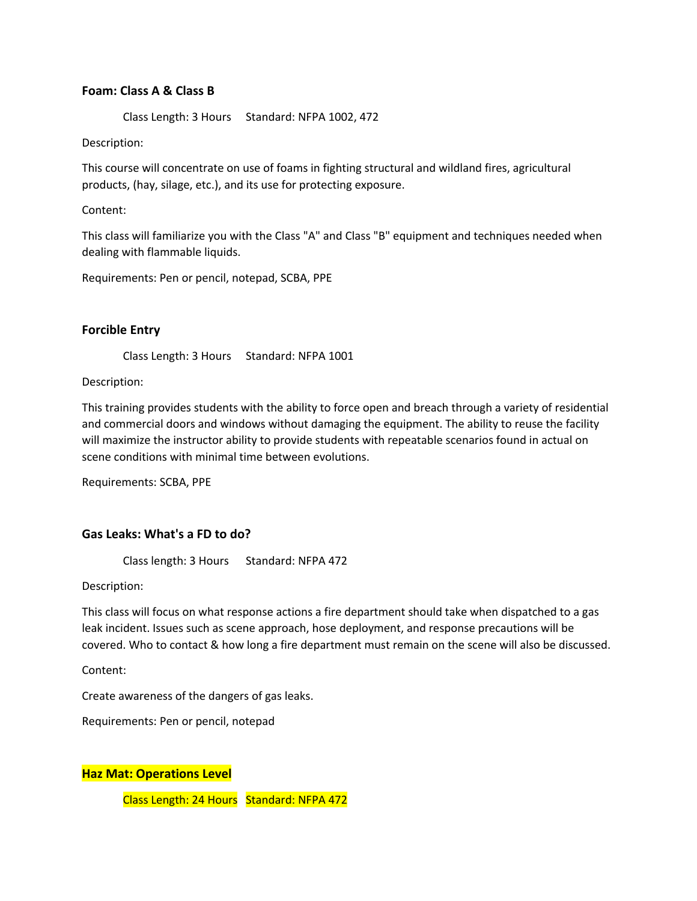**Foam: Class A & Class B**

Class Length: 3 Hours Standard: NFPA 1002, 472

Description:

This course will concentrate on use of foams in fighting structural and wildland fires, agricultural products, (hay, silage, etc.), and its use for protecting exposure.

Content:

This class will familiarize you with the Class "A" and Class "B" equipment and techniques needed when dealing with flammable liquids.

Requirements: Pen or pencil, notepad, SCBA, PPE

**Forcible Entry**

Class Length: 3 Hours Standard: NFPA 1001

Description:

This training provides students with the ability to force open and breach through a variety of residential and commercial doors and windows without damaging the equipment. The ability to reuse the facility will maximize the instructor ability to provide students with repeatable scenarios found in actual on scene conditions with minimal time between evolutions.

Requirements: SCBA, PPE

**Gas Leaks: What's a FD to do?**

Class length: 3 Hours Standard: NFPA 472

Description:

This class will focus on what response actions a fire department should take when dispatched to a gas leak incident. Issues such as scene approach, hose deployment, and response precautions will be covered. Who to contact & how long a fire department must remain on the scene will also be discussed.

Content:

Create awareness of the dangers of gas leaks.

Requirements: Pen or pencil, notepad

**Haz Mat: Operations Level**

Class Length: 24 Hours Standard: NFPA 472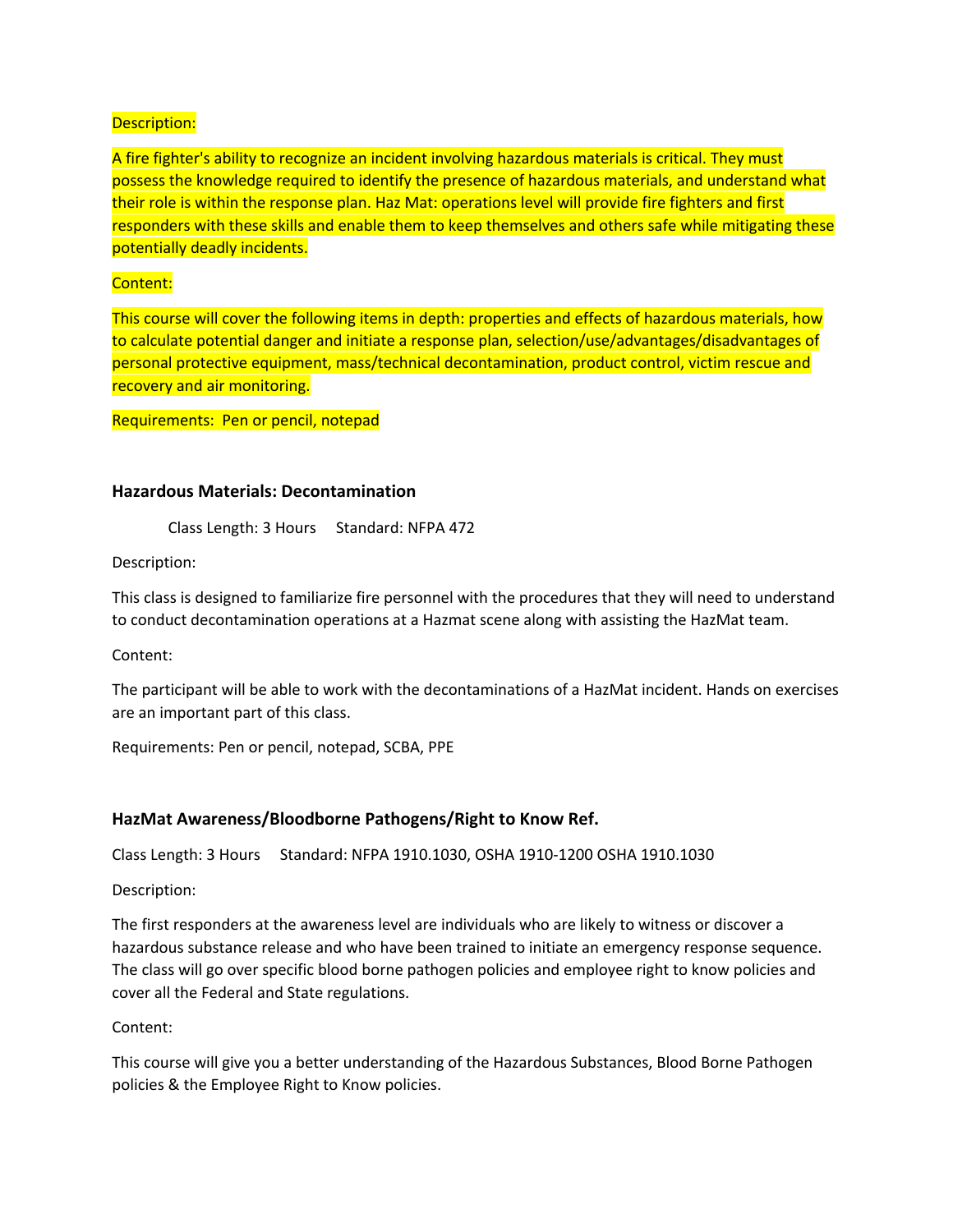Description:

A fire fighter's ability to recognize an incident involving hazardous materials is critical. They must possess the knowledge required to identify the presence of hazardous materials, and understand what their role is within the response plan. Haz Mat: operations level will provide fire fighters and first responders with these skills and enable them to keep themselves and others safe while mitigating these potentially deadly incidents.

Content:

This course will cover the following items in depth: properties and effects of hazardous materials, how to calculate potential danger and initiate a response plan, selection/use/advantages/disadvantages of personal protective equipment, mass/technical decontamination, product control, victim rescue and recovery and air monitoring.

Requirements: Pen or pencil, notepad

### Hazardous Materials: Decontamination

Class Length: 3 Hours Standard: NFPA 472

Description:

This class is designed to familiarize fire personnel with the procedures that they will need to understand to conduct decontamination operations at a Hazmat scene along with assisting the HazMat team.

Content:

The participant will be able to work with the decontaminations of a HazMat incident. Hands on exercises are an important part of this class.

Requirements: Pen or pencil, notepad, SCBA, PPE

### HazMat Awareness/Bloodborne Pathogens/Right to Know Ref.

Class Length: 3 Hours Standard: NFPA 1910.1030, OSHA 1910-1200 OSHA 1910.1030

Description:

The first responders at the awareness level are individuals who are likely to witness or discover a hazardous substance release and who have been trained to initiate an emergency response sequence. The class will go over specific blood borne pathogen policies and employee right to know policies and cover all the Federal and State regulations.

Content:

This course will give you a better understanding of the Hazardous Substances, Blood Borne Pathogen policies & the Employee Right to Know policies.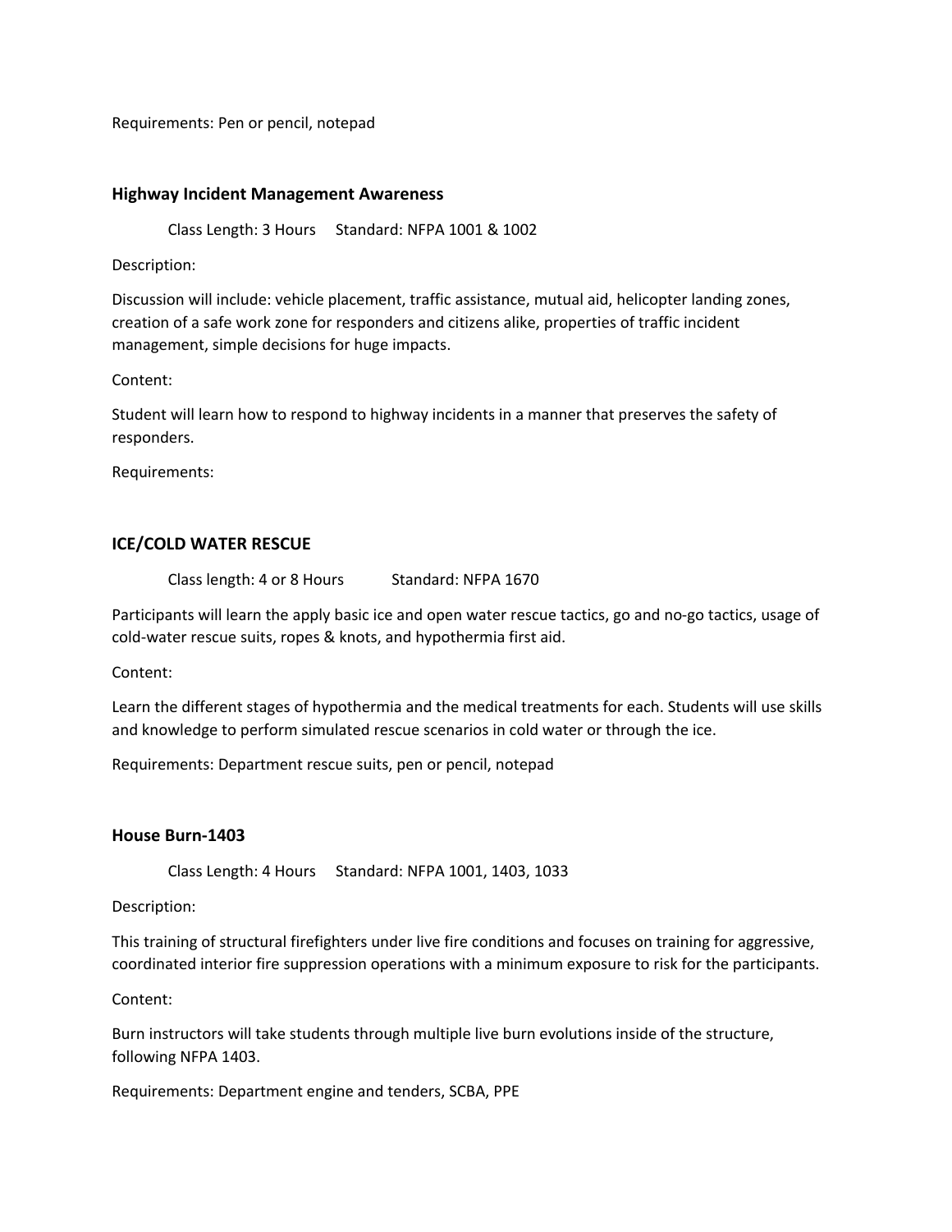Requirements: Pen or pencil, notepad

**Highway Incident Management Awareness**

Class Length: 3 Hours     Standard: NFPA 1001 & 1002

Description:

Discussion will include: vehicle placement, traffic assistance, mutual aid, helicopter landing zones, creation of a safe work zone for responders and citizens alike, properties of traffic incident management, simple decisions for huge impacts.

Content:

Student will learn how to respond to highway incidents in a manner that preserves the safety of responders.

Requirements:

**ICE/COLD WATER RESCUE**

Class length: 4 or 8 Hours     Standard: NFPA 1670

Participants will learn the apply basic ice and open water rescue tactics, go and no-go tactics, usage of cold-water rescue suits, ropes & knots, and hypothermia first aid.

Content:

Learn the different stages of hypothermia and the medical treatments for each. Students will use skills and knowledge to perform simulated rescue scenarios in cold water or through the ice.

Requirements: Department rescue suits, pen or pencil, notepad

**House Burn-1403**

Class Length: 4 Hours     Standard: NFPA 1001, 1403, 1033

Description:

This training of structural firefighters under live fire conditions and focuses on training for aggressive, coordinated interior fire suppression operations with a minimum exposure to risk for the participants.

Content:

Burn instructors will take students through multiple live burn evolutions inside of the structure, following NFPA 1403.

Requirements: Department engine and tenders, SCBA, PPE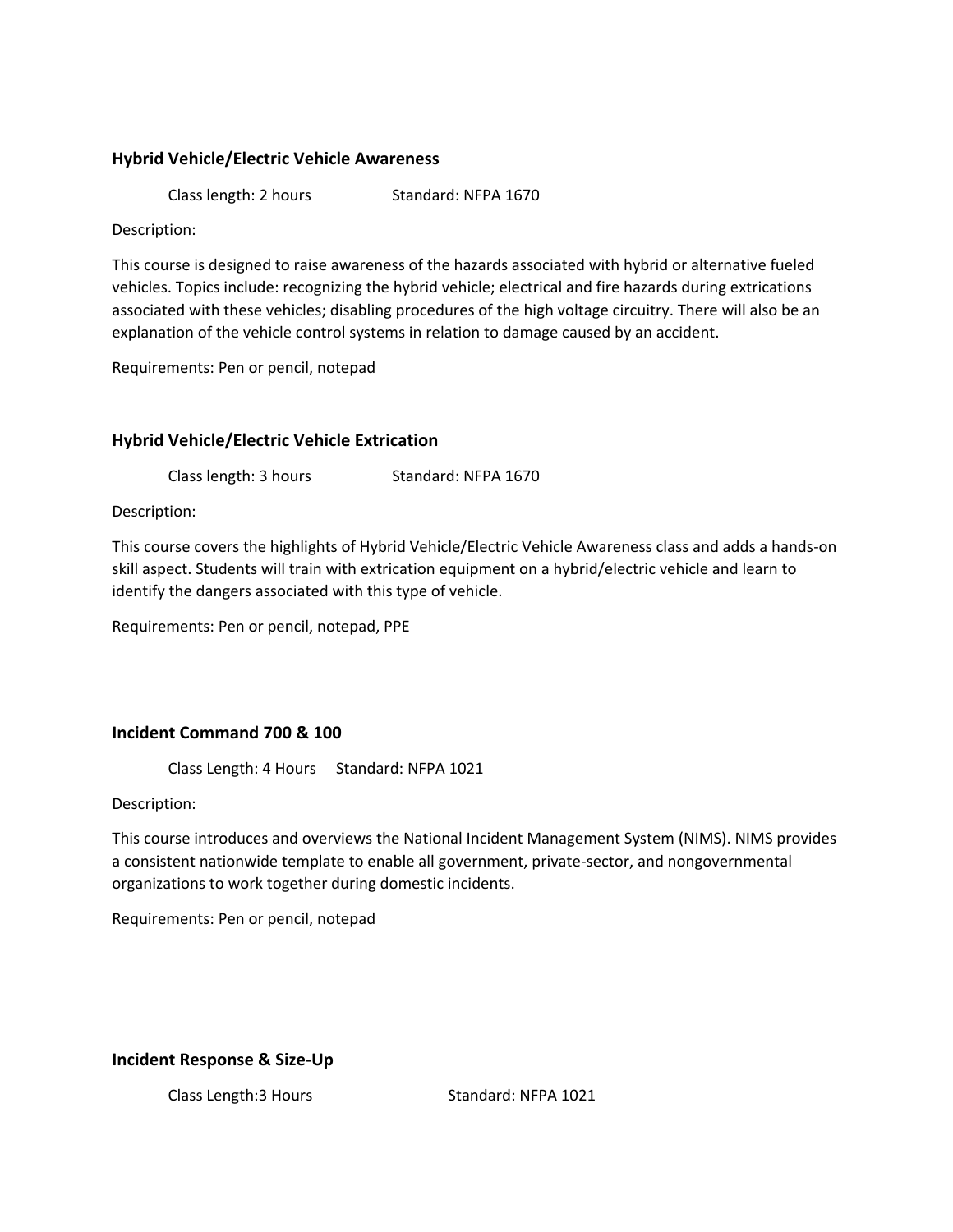### Hybrid Vehicle/Electric Vehicle Awareness

Class length: 2 hours  Standard: NFPA 1670

Description:

This course is designed to raise awareness of the hazards associated with hybrid or alternative fueled vehicles. Topics include: recognizing the hybrid vehicle; electrical and fire hazards during extrications associated with these vehicles; disabling procedures of the high voltage circuitry. There will also be an explanation of the vehicle control systems in relation to damage caused by an accident.

Requirements: Pen or pencil, notepad

### Hybrid Vehicle/Electric Vehicle Extrication

Class length: 3 hours  Standard: NFPA 1670

Description:

This course covers the highlights of Hybrid Vehicle/Electric Vehicle Awareness class and adds a hands-on skill aspect. Students will train with extrication equipment on a hybrid/electric vehicle and learn to identify the dangers associated with this type of vehicle.

Requirements: Pen or pencil, notepad, PPE

### Incident Command 700 & 100

Class Length: 4 Hours  Standard: NFPA 1021

Description:

This course introduces and overviews the National Incident Management System (NIMS). NIMS provides a consistent nationwide template to enable all government, private-sector, and nongovernmental organizations to work together during domestic incidents.

Requirements: Pen or pencil, notepad

### Incident Response & Size-Up

Class Length:3 Hours  Standard: NFPA 1021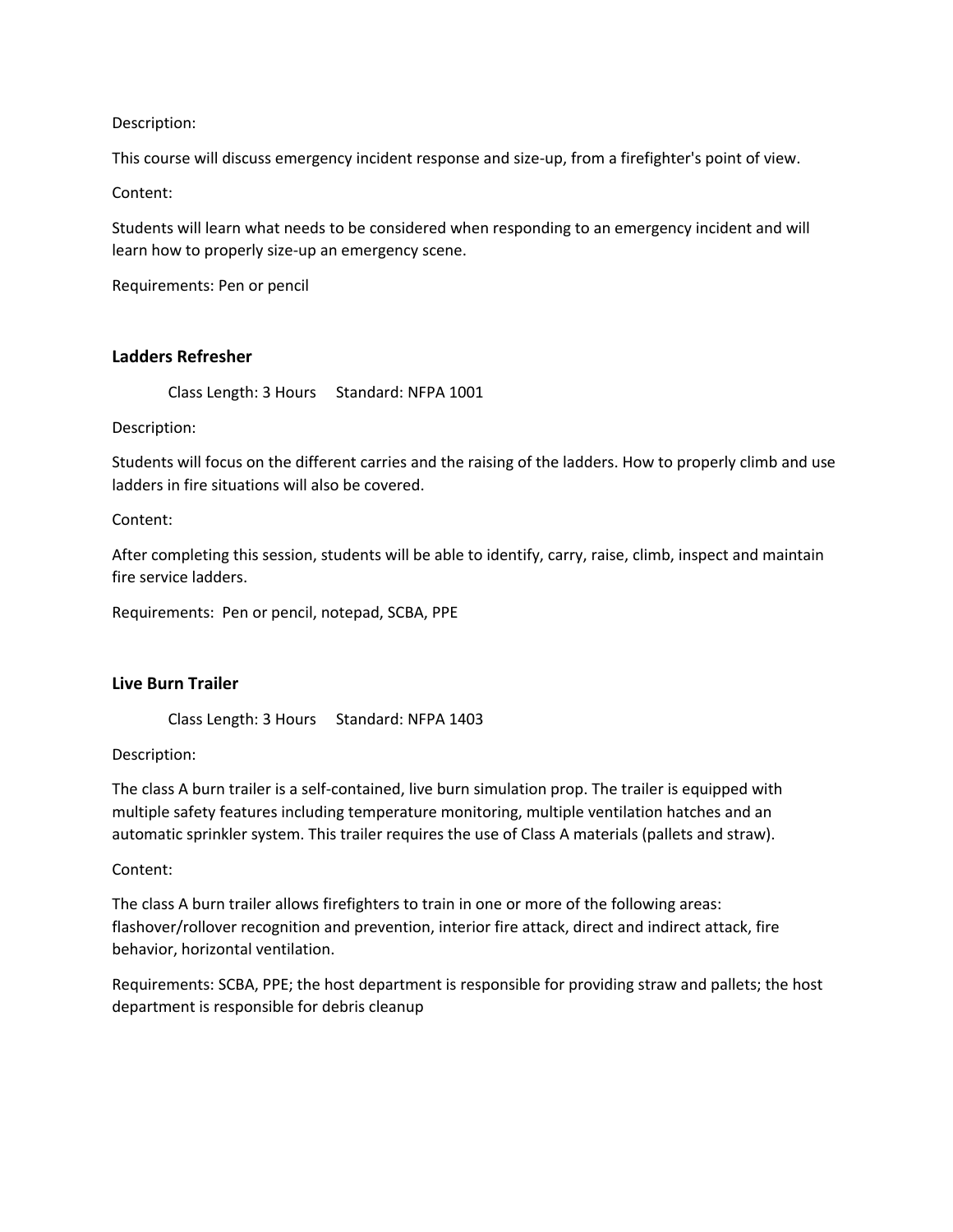Description:

This course will discuss emergency incident response and size-up, from a firefighter's point of view.

Content:

Students will learn what needs to be considered when responding to an emergency incident and will learn how to properly size-up an emergency scene.

Requirements: Pen or pencil

### Ladders Refresher

Class Length: 3 Hours     Standard: NFPA 1001

Description:

Students will focus on the different carries and the raising of the ladders. How to properly climb and use ladders in fire situations will also be covered.

Content:

After completing this session, students will be able to identify, carry, raise, climb, inspect and maintain fire service ladders.

Requirements: Pen or pencil, notepad, SCBA, PPE

### Live Burn Trailer

Class Length: 3 Hours     Standard: NFPA 1403

Description:

The class A burn trailer is a self-contained, live burn simulation prop. The trailer is equipped with multiple safety features including temperature monitoring, multiple ventilation hatches and an automatic sprinkler system. This trailer requires the use of Class A materials (pallets and straw).

Content:

The class A burn trailer allows firefighters to train in one or more of the following areas: flashover/rollover recognition and prevention, interior fire attack, direct and indirect attack, fire behavior, horizontal ventilation.

Requirements: SCBA, PPE; the host department is responsible for providing straw and pallets; the host department is responsible for debris cleanup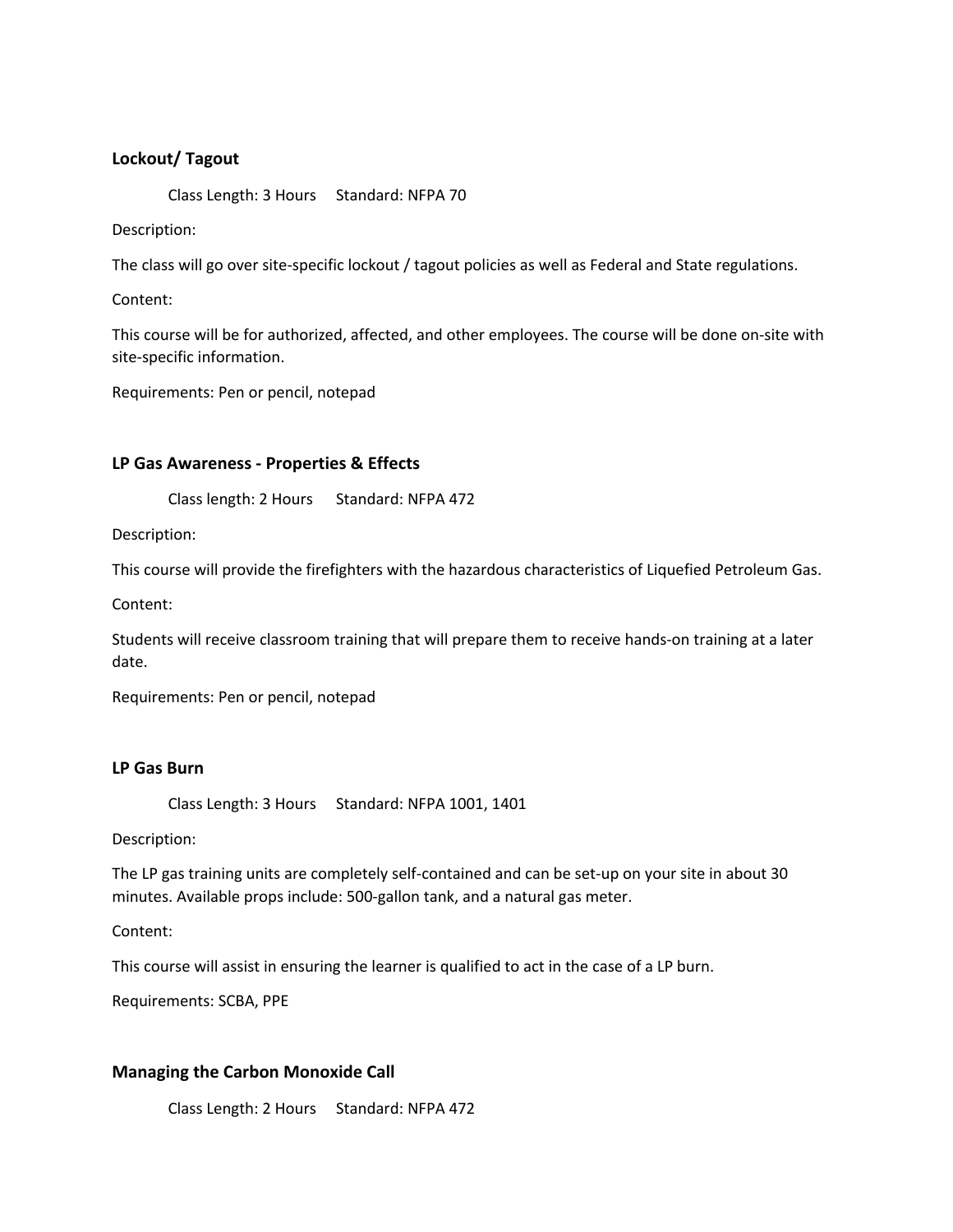### Lockout/ Tagout

Class Length: 3 Hours     Standard: NFPA 70

Description:

The class will go over site-specific lockout / tagout policies as well as Federal and State regulations.

Content:

This course will be for authorized, affected, and other employees. The course will be done on-site with site-specific information.

Requirements: Pen or pencil, notepad

### LP Gas Awareness - Properties & Effects

Class length: 2 Hours     Standard: NFPA 472

Description:

This course will provide the firefighters with the hazardous characteristics of Liquefied Petroleum Gas.

Content:

Students will receive classroom training that will prepare them to receive hands-on training at a later date.

Requirements: Pen or pencil, notepad

### LP Gas Burn

Class Length: 3 Hours     Standard: NFPA 1001, 1401

Description:

The LP gas training units are completely self-contained and can be set-up on your site in about 30 minutes. Available props include: 500-gallon tank, and a natural gas meter.

Content:

This course will assist in ensuring the learner is qualified to act in the case of a LP burn.

Requirements: SCBA, PPE

### Managing the Carbon Monoxide Call

Class Length: 2 Hours     Standard: NFPA 472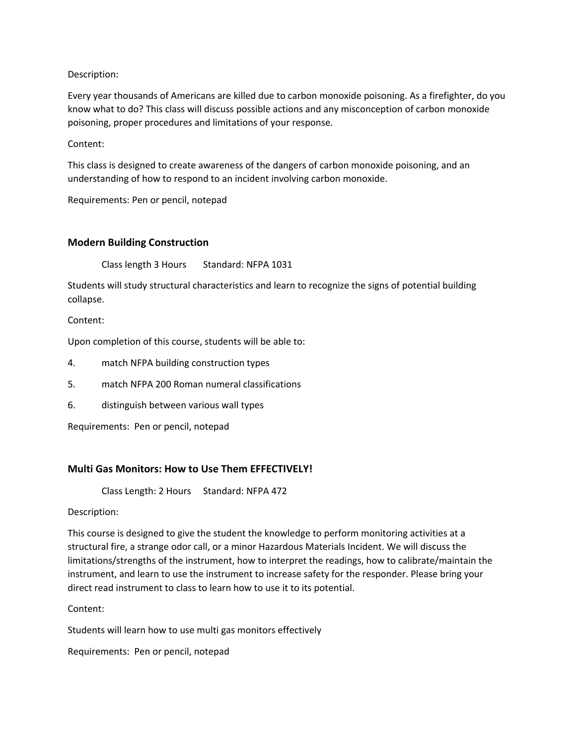Description:

Every year thousands of Americans are killed due to carbon monoxide poisoning. As a firefighter, do you know what to do? This class will discuss possible actions and any misconception of carbon monoxide poisoning, proper procedures and limitations of your response.

Content:

This class is designed to create awareness of the dangers of carbon monoxide poisoning, and an understanding of how to respond to an incident involving carbon monoxide.

Requirements: Pen or pencil, notepad

### Modern Building Construction

Class length 3 Hours     Standard: NFPA 1031

Students will study structural characteristics and learn to recognize the signs of potential building collapse.

Content:

Upon completion of this course, students will be able to:

4. match NFPA building construction types
5. match NFPA 200 Roman numeral classifications
6. distinguish between various wall types

Requirements: Pen or pencil, notepad

### Multi Gas Monitors: How to Use Them EFFECTIVELY!

Class Length: 2 Hours     Standard: NFPA 472

Description:

This course is designed to give the student the knowledge to perform monitoring activities at a structural fire, a strange odor call, or a minor Hazardous Materials Incident. We will discuss the limitations/strengths of the instrument, how to interpret the readings, how to calibrate/maintain the instrument, and learn to use the instrument to increase safety for the responder. Please bring your direct read instrument to class to learn how to use it to its potential.

Content:

Students will learn how to use multi gas monitors effectively

Requirements: Pen or pencil, notepad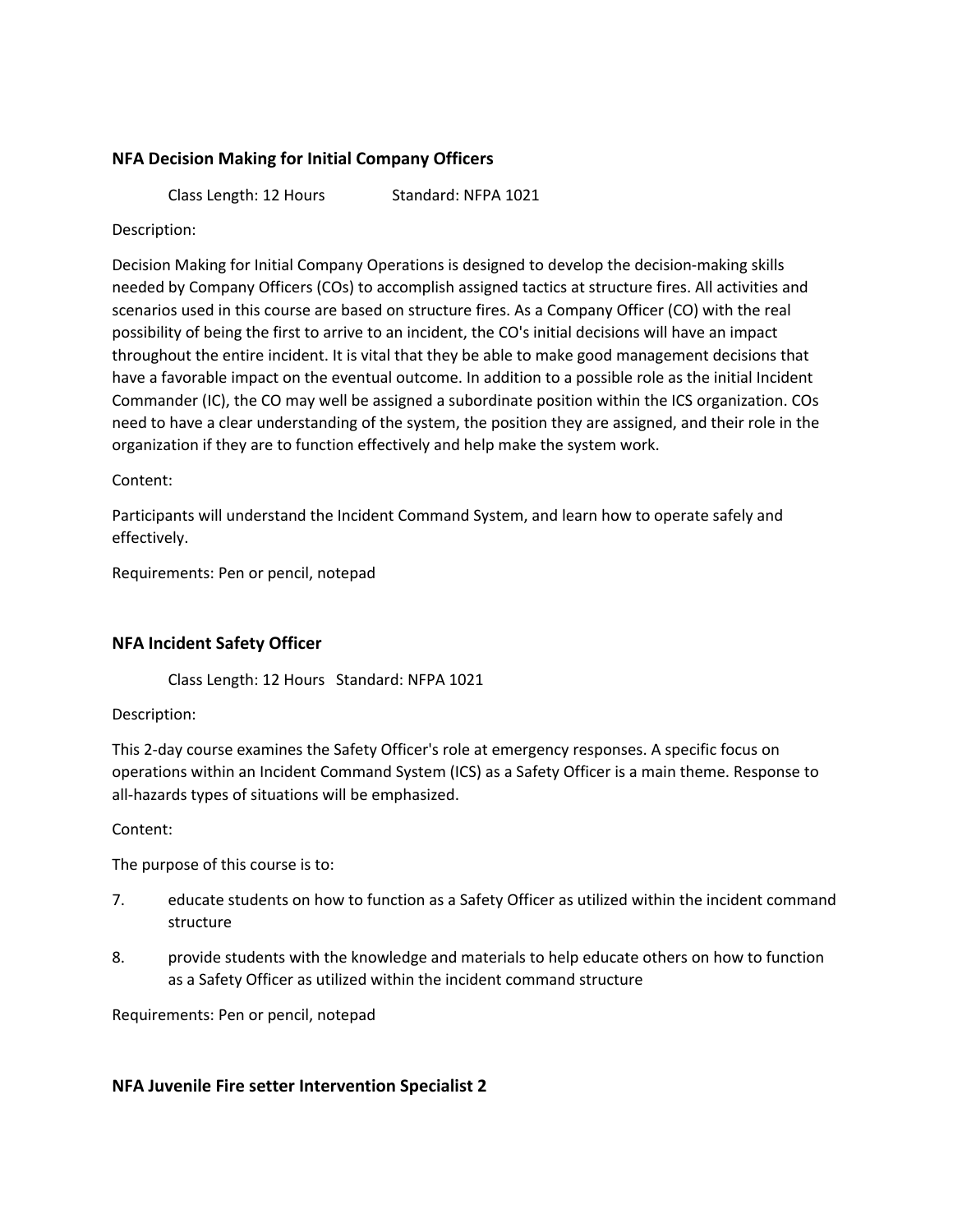### NFA Decision Making for Initial Company Officers

Class Length: 12 Hours     Standard: NFPA 1021

Description:

Decision Making for Initial Company Operations is designed to develop the decision-making skills needed by Company Officers (COs) to accomplish assigned tactics at structure fires. All activities and scenarios used in this course are based on structure fires. As a Company Officer (CO) with the real possibility of being the first to arrive to an incident, the CO's initial decisions will have an impact throughout the entire incident. It is vital that they be able to make good management decisions that have a favorable impact on the eventual outcome. In addition to a possible role as the initial Incident Commander (IC), the CO may well be assigned a subordinate position within the ICS organization. COs need to have a clear understanding of the system, the position they are assigned, and their role in the organization if they are to function effectively and help make the system work.

Content:

Participants will understand the Incident Command System, and learn how to operate safely and effectively.

Requirements: Pen or pencil, notepad

### NFA Incident Safety Officer

Class Length: 12 Hours   Standard: NFPA 1021

Description:

This 2-day course examines the Safety Officer's role at emergency responses. A specific focus on operations within an Incident Command System (ICS) as a Safety Officer is a main theme. Response to all-hazards types of situations will be emphasized.

Content:

The purpose of this course is to:

7. educate students on how to function as a Safety Officer as utilized within the incident command structure
8. provide students with the knowledge and materials to help educate others on how to function as a Safety Officer as utilized within the incident command structure

Requirements: Pen or pencil, notepad

### NFA Juvenile Fire setter Intervention Specialist 2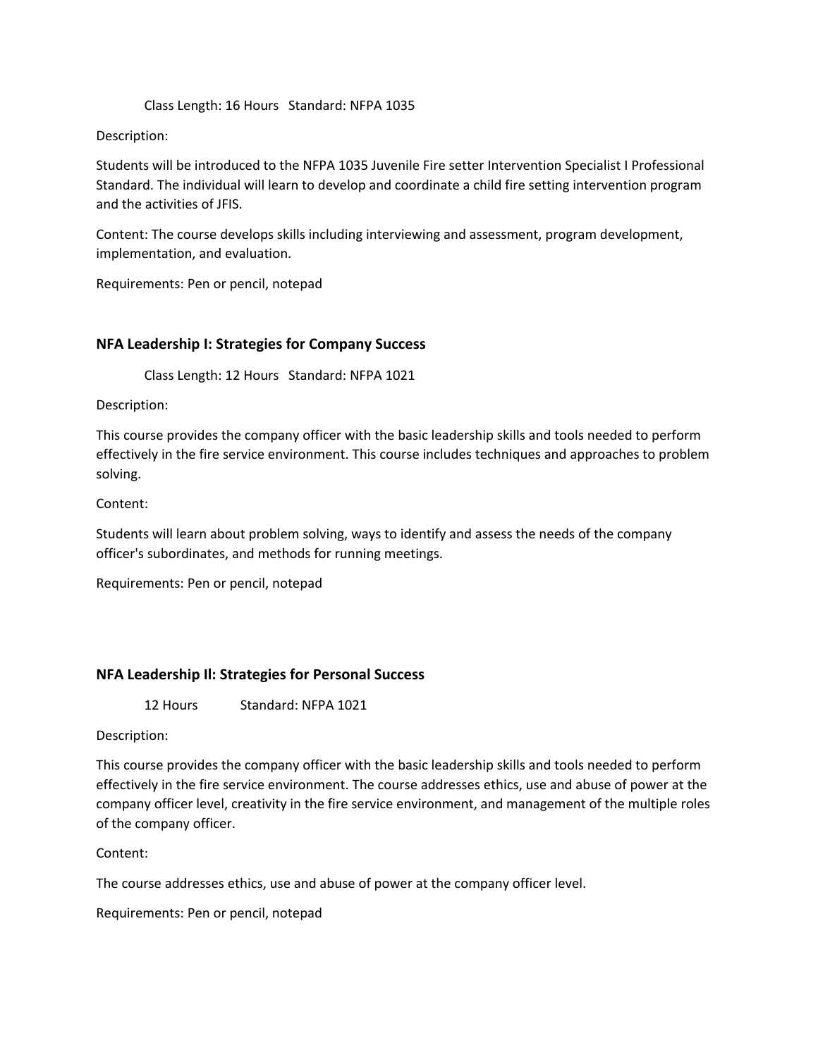Class Length: 16 Hours   Standard: NFPA 1035

Description:

Students will be introduced to the NFPA 1035 Juvenile Fire setter Intervention Specialist I Professional Standard. The individual will learn to develop and coordinate a child fire setting intervention program and the activities of JFIS.

Content: The course develops skills including interviewing and assessment, program development, implementation, and evaluation.

Requirements: Pen or pencil, notepad

### NFA Leadership I: Strategies for Company Success

Class Length: 12 Hours   Standard: NFPA 1021

Description:

This course provides the company officer with the basic leadership skills and tools needed to perform effectively in the fire service environment. This course includes techniques and approaches to problem solving.

Content:

Students will learn about problem solving, ways to identify and assess the needs of the company officer's subordinates, and methods for running meetings.

Requirements: Pen or pencil, notepad

### NFA Leadership Il: Strategies for Personal Success

12 Hours   Standard: NFPA 1021

Description:

This course provides the company officer with the basic leadership skills and tools needed to perform effectively in the fire service environment. The course addresses ethics, use and abuse of power at the company officer level, creativity in the fire service environment, and management of the multiple roles of the company officer.

Content:

The course addresses ethics, use and abuse of power at the company officer level.

Requirements: Pen or pencil, notepad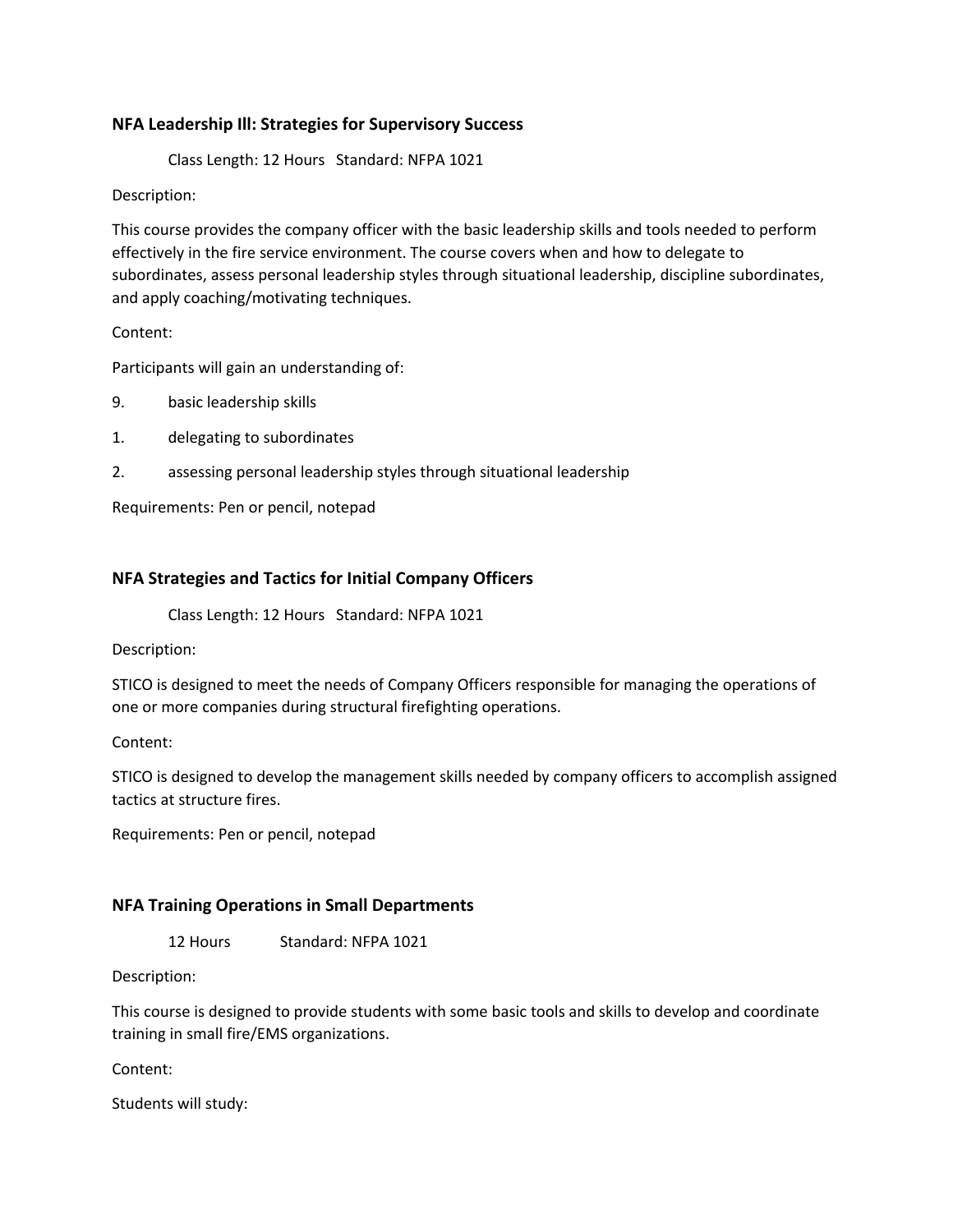### NFA Leadership Ill: Strategies for Supervisory Success

Class Length: 12 Hours   Standard: NFPA 1021

Description:

This course provides the company officer with the basic leadership skills and tools needed to perform effectively in the fire service environment. The course covers when and how to delegate to subordinates, assess personal leadership styles through situational leadership, discipline subordinates, and apply coaching/motivating techniques.

Content:

Participants will gain an understanding of:

9. basic leadership skills
1. delegating to subordinates
2. assessing personal leadership styles through situational leadership

Requirements: Pen or pencil, notepad

### NFA Strategies and Tactics for Initial Company Officers

Class Length: 12 Hours   Standard: NFPA 1021

Description:

STICO is designed to meet the needs of Company Officers responsible for managing the operations of one or more companies during structural firefighting operations.

Content:

STICO is designed to develop the management skills needed by company officers to accomplish assigned tactics at structure fires.

Requirements: Pen or pencil, notepad

### NFA Training Operations in Small Departments

12 Hours   Standard: NFPA 1021

Description:

This course is designed to provide students with some basic tools and skills to develop and coordinate training in small fire/EMS organizations.

Content:

Students will study: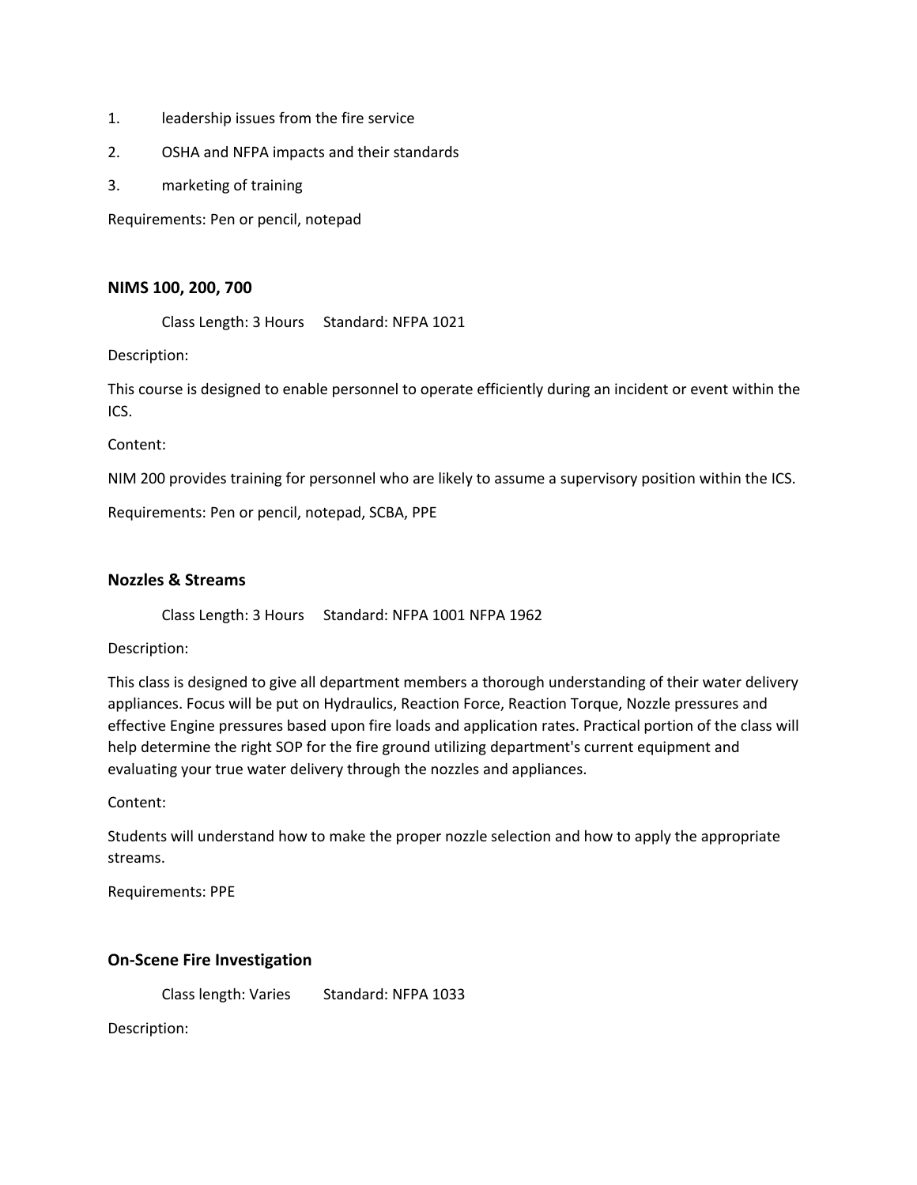1. leadership issues from the fire service
2. OSHA and NFPA impacts and their standards
3. marketing of training

Requirements: Pen or pencil, notepad

### NIMS 100, 200, 700

Class Length: 3 Hours     Standard: NFPA 1021

Description:

This course is designed to enable personnel to operate efficiently during an incident or event within the ICS.

Content:

NIM 200 provides training for personnel who are likely to assume a supervisory position within the ICS.

Requirements: Pen or pencil, notepad, SCBA, PPE

### Nozzles & Streams

Class Length: 3 Hours     Standard: NFPA 1001 NFPA 1962

Description:

This class is designed to give all department members a thorough understanding of their water delivery appliances. Focus will be put on Hydraulics, Reaction Force, Reaction Torque, Nozzle pressures and effective Engine pressures based upon fire loads and application rates. Practical portion of the class will help determine the right SOP for the fire ground utilizing department's current equipment and evaluating your true water delivery through the nozzles and appliances.

Content:

Students will understand how to make the proper nozzle selection and how to apply the appropriate streams.

Requirements: PPE

### On-Scene Fire Investigation

Class length: Varies     Standard: NFPA 1033

Description: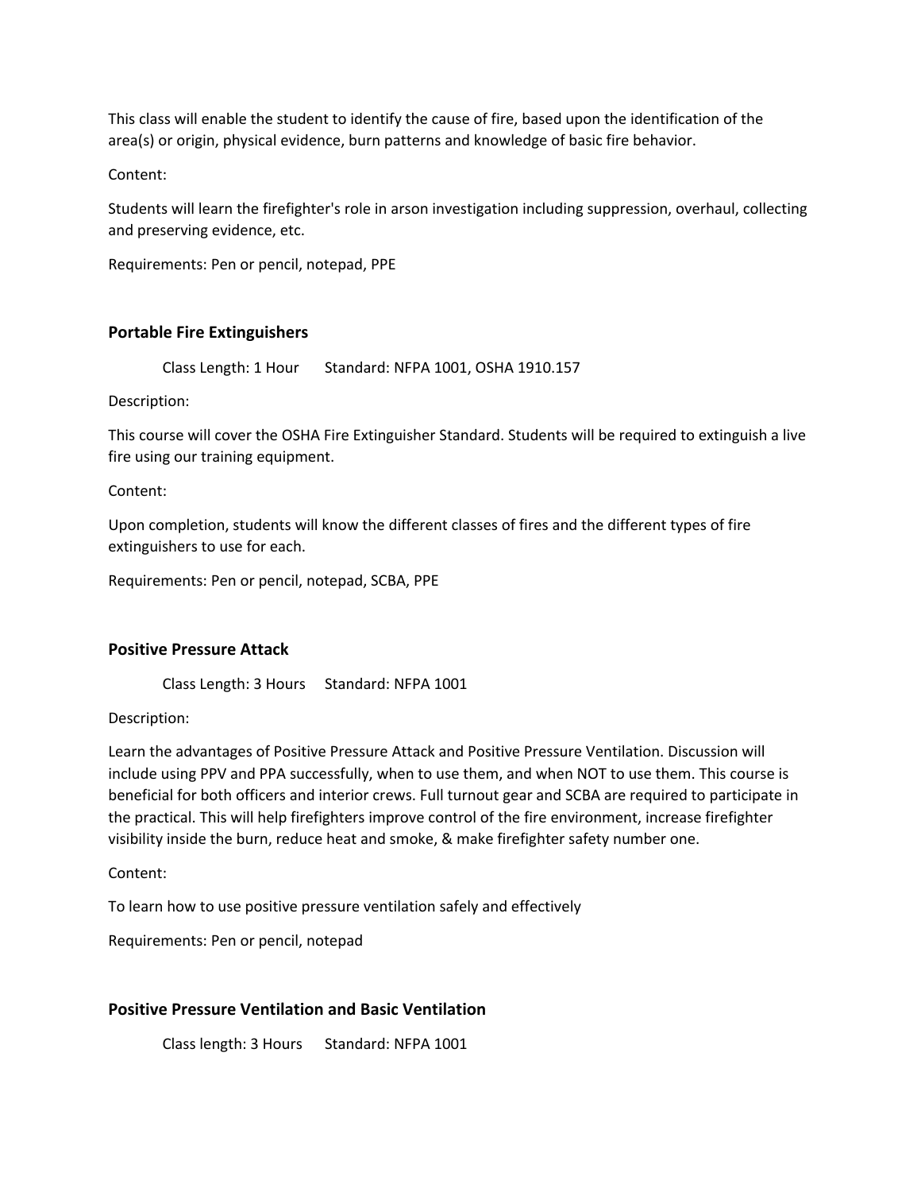This class will enable the student to identify the cause of fire, based upon the identification of the area(s) or origin, physical evidence, burn patterns and knowledge of basic fire behavior.

Content:

Students will learn the firefighter's role in arson investigation including suppression, overhaul, collecting and preserving evidence, etc.

Requirements: Pen or pencil, notepad, PPE

### Portable Fire Extinguishers

Class Length: 1 Hour     Standard: NFPA 1001, OSHA 1910.157

Description:

This course will cover the OSHA Fire Extinguisher Standard. Students will be required to extinguish a live fire using our training equipment.

Content:

Upon completion, students will know the different classes of fires and the different types of fire extinguishers to use for each.

Requirements: Pen or pencil, notepad, SCBA, PPE

### Positive Pressure Attack

Class Length: 3 Hours     Standard: NFPA 1001

Description:

Learn the advantages of Positive Pressure Attack and Positive Pressure Ventilation. Discussion will include using PPV and PPA successfully, when to use them, and when NOT to use them. This course is beneficial for both officers and interior crews. Full turnout gear and SCBA are required to participate in the practical. This will help firefighters improve control of the fire environment, increase firefighter visibility inside the burn, reduce heat and smoke, & make firefighter safety number one.

Content:

To learn how to use positive pressure ventilation safely and effectively

Requirements: Pen or pencil, notepad

### Positive Pressure Ventilation and Basic Ventilation

Class length: 3 Hours     Standard: NFPA 1001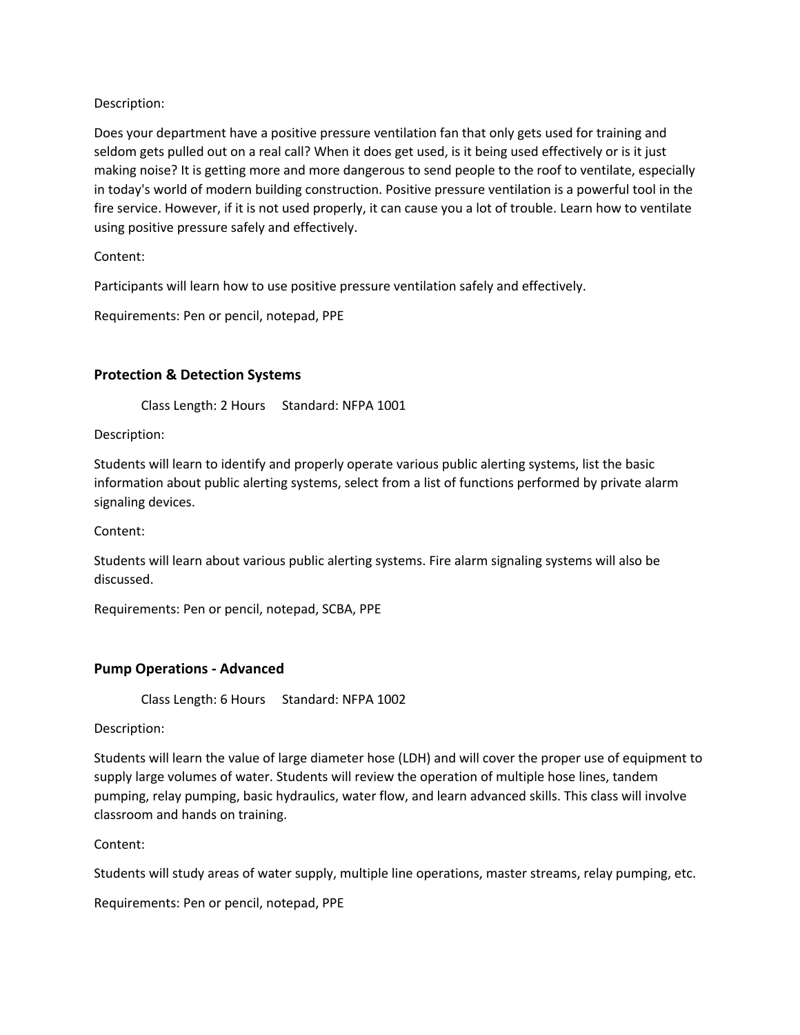Description:

Does your department have a positive pressure ventilation fan that only gets used for training and seldom gets pulled out on a real call? When it does get used, is it being used effectively or is it just making noise? It is getting more and more dangerous to send people to the roof to ventilate, especially in today's world of modern building construction. Positive pressure ventilation is a powerful tool in the fire service. However, if it is not used properly, it can cause you a lot of trouble. Learn how to ventilate using positive pressure safely and effectively.

Content:

Participants will learn how to use positive pressure ventilation safely and effectively.

Requirements: Pen or pencil, notepad, PPE

### Protection & Detection Systems

Class Length: 2 Hours  Standard: NFPA 1001

Description:

Students will learn to identify and properly operate various public alerting systems, list the basic information about public alerting systems, select from a list of functions performed by private alarm signaling devices.

Content:

Students will learn about various public alerting systems. Fire alarm signaling systems will also be discussed.

Requirements: Pen or pencil, notepad, SCBA, PPE

### Pump Operations - Advanced

Class Length: 6 Hours  Standard: NFPA 1002

Description:

Students will learn the value of large diameter hose (LDH) and will cover the proper use of equipment to supply large volumes of water. Students will review the operation of multiple hose lines, tandem pumping, relay pumping, basic hydraulics, water flow, and learn advanced skills. This class will involve classroom and hands on training.

Content:

Students will study areas of water supply, multiple line operations, master streams, relay pumping, etc.

Requirements: Pen or pencil, notepad, PPE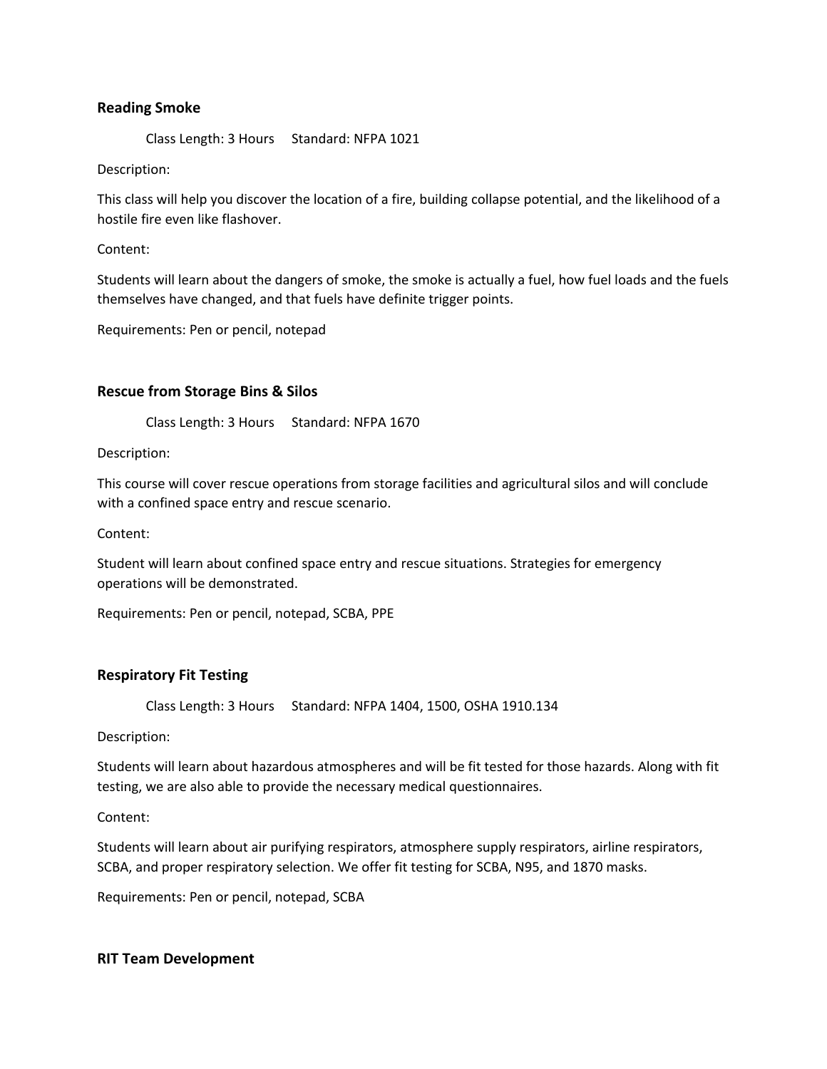### Reading Smoke

Class Length: 3 Hours  Standard: NFPA 1021

Description:

This class will help you discover the location of a fire, building collapse potential, and the likelihood of a hostile fire even like flashover.

Content:

Students will learn about the dangers of smoke, the smoke is actually a fuel, how fuel loads and the fuels themselves have changed, and that fuels have definite trigger points.

Requirements: Pen or pencil, notepad

### Rescue from Storage Bins & Silos

Class Length: 3 Hours  Standard: NFPA 1670

Description:

This course will cover rescue operations from storage facilities and agricultural silos and will conclude with a confined space entry and rescue scenario.

Content:

Student will learn about confined space entry and rescue situations. Strategies for emergency operations will be demonstrated.

Requirements: Pen or pencil, notepad, SCBA, PPE

### Respiratory Fit Testing

Class Length: 3 Hours  Standard: NFPA 1404, 1500, OSHA 1910.134

Description:

Students will learn about hazardous atmospheres and will be fit tested for those hazards. Along with fit testing, we are also able to provide the necessary medical questionnaires.

Content:

Students will learn about air purifying respirators, atmosphere supply respirators, airline respirators, SCBA, and proper respiratory selection. We offer fit testing for SCBA, N95, and 1870 masks.

Requirements: Pen or pencil, notepad, SCBA

### RIT Team Development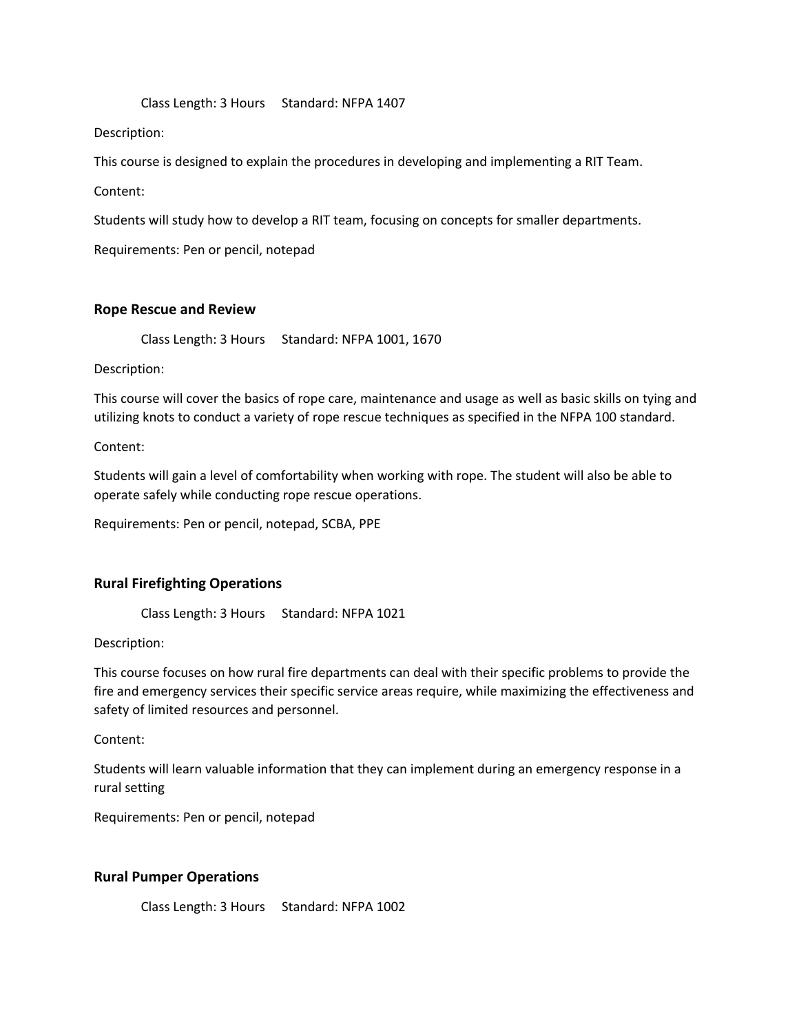Class Length: 3 Hours     Standard: NFPA 1407

Description:

This course is designed to explain the procedures in developing and implementing a RIT Team.

Content:

Students will study how to develop a RIT team, focusing on concepts for smaller departments.

Requirements: Pen or pencil, notepad

### Rope Rescue and Review

Class Length: 3 Hours     Standard: NFPA 1001, 1670

Description:

This course will cover the basics of rope care, maintenance and usage as well as basic skills on tying and utilizing knots to conduct a variety of rope rescue techniques as specified in the NFPA 100 standard.

Content:

Students will gain a level of comfortability when working with rope. The student will also be able to operate safely while conducting rope rescue operations.

Requirements: Pen or pencil, notepad, SCBA, PPE

### Rural Firefighting Operations

Class Length: 3 Hours     Standard: NFPA 1021

Description:

This course focuses on how rural fire departments can deal with their specific problems to provide the fire and emergency services their specific service areas require, while maximizing the effectiveness and safety of limited resources and personnel.

Content:

Students will learn valuable information that they can implement during an emergency response in a rural setting

Requirements: Pen or pencil, notepad

### Rural Pumper Operations

Class Length: 3 Hours     Standard: NFPA 1002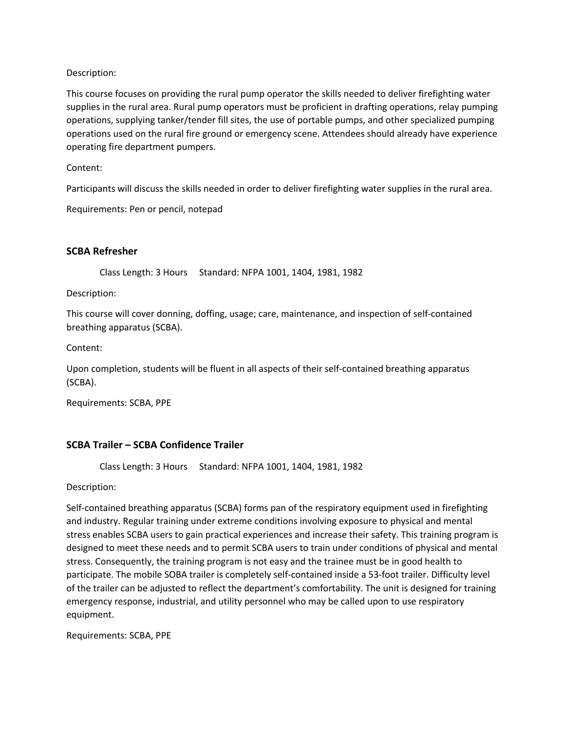Description:

This course focuses on providing the rural pump operator the skills needed to deliver firefighting water supplies in the rural area. Rural pump operators must be proficient in drafting operations, relay pumping operations, supplying tanker/tender fill sites, the use of portable pumps, and other specialized pumping operations used on the rural fire ground or emergency scene. Attendees should already have experience operating fire department pumpers.

Content:

Participants will discuss the skills needed in order to deliver firefighting water supplies in the rural area.

Requirements: Pen or pencil, notepad

### SCBA Refresher

Class Length: 3 Hours     Standard: NFPA 1001, 1404, 1981, 1982

Description:

This course will cover donning, doffing, usage; care, maintenance, and inspection of self-contained breathing apparatus (SCBA).

Content:

Upon completion, students will be fluent in all aspects of their self-contained breathing apparatus (SCBA).

Requirements: SCBA, PPE

### SCBA Trailer – SCBA Confidence Trailer

Class Length: 3 Hours     Standard: NFPA 1001, 1404, 1981, 1982

Description:

Self-contained breathing apparatus (SCBA) forms pan of the respiratory equipment used in firefighting and industry. Regular training under extreme conditions involving exposure to physical and mental stress enables SCBA users to gain practical experiences and increase their safety. This training program is designed to meet these needs and to permit SCBA users to train under conditions of physical and mental stress. Consequently, the training program is not easy and the trainee must be in good health to participate. The mobile SOBA trailer is completely self-contained inside a 53-foot trailer. Difficulty level of the trailer can be adjusted to reflect the department's comfortability. The unit is designed for training emergency response, industrial, and utility personnel who may be called upon to use respiratory equipment.

Requirements: SCBA, PPE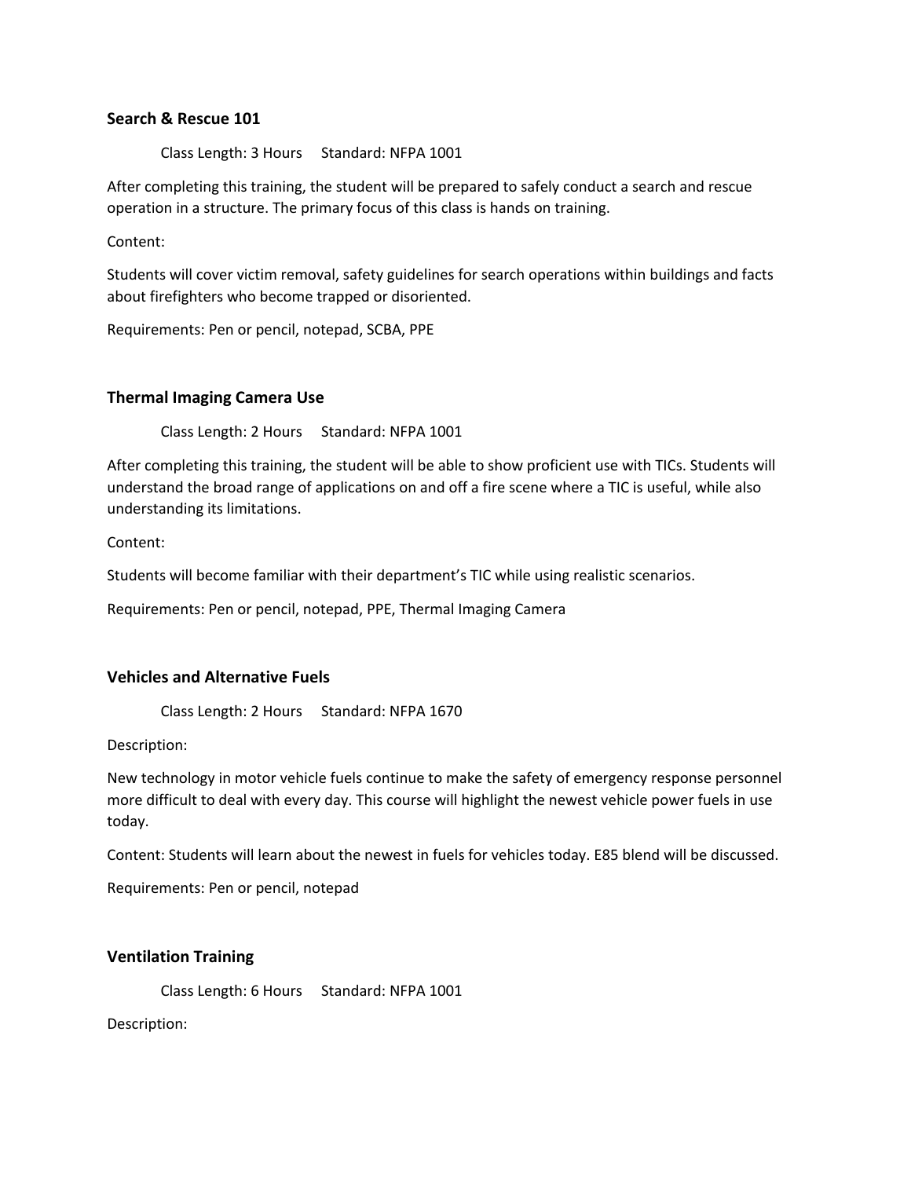### Search & Rescue 101

Class Length: 3 Hours     Standard: NFPA 1001

After completing this training, the student will be prepared to safely conduct a search and rescue operation in a structure. The primary focus of this class is hands on training.

Content:

Students will cover victim removal, safety guidelines for search operations within buildings and facts about firefighters who become trapped or disoriented.

Requirements: Pen or pencil, notepad, SCBA, PPE

### Thermal Imaging Camera Use

Class Length: 2 Hours     Standard: NFPA 1001

After completing this training, the student will be able to show proficient use with TICs. Students will understand the broad range of applications on and off a fire scene where a TIC is useful, while also understanding its limitations.

Content:

Students will become familiar with their department's TIC while using realistic scenarios.

Requirements: Pen or pencil, notepad, PPE, Thermal Imaging Camera

### Vehicles and Alternative Fuels

Class Length: 2 Hours     Standard: NFPA 1670

Description:

New technology in motor vehicle fuels continue to make the safety of emergency response personnel more difficult to deal with every day. This course will highlight the newest vehicle power fuels in use today.

Content: Students will learn about the newest in fuels for vehicles today. E85 blend will be discussed.

Requirements: Pen or pencil, notepad

### Ventilation Training

Class Length: 6 Hours     Standard: NFPA 1001

Description: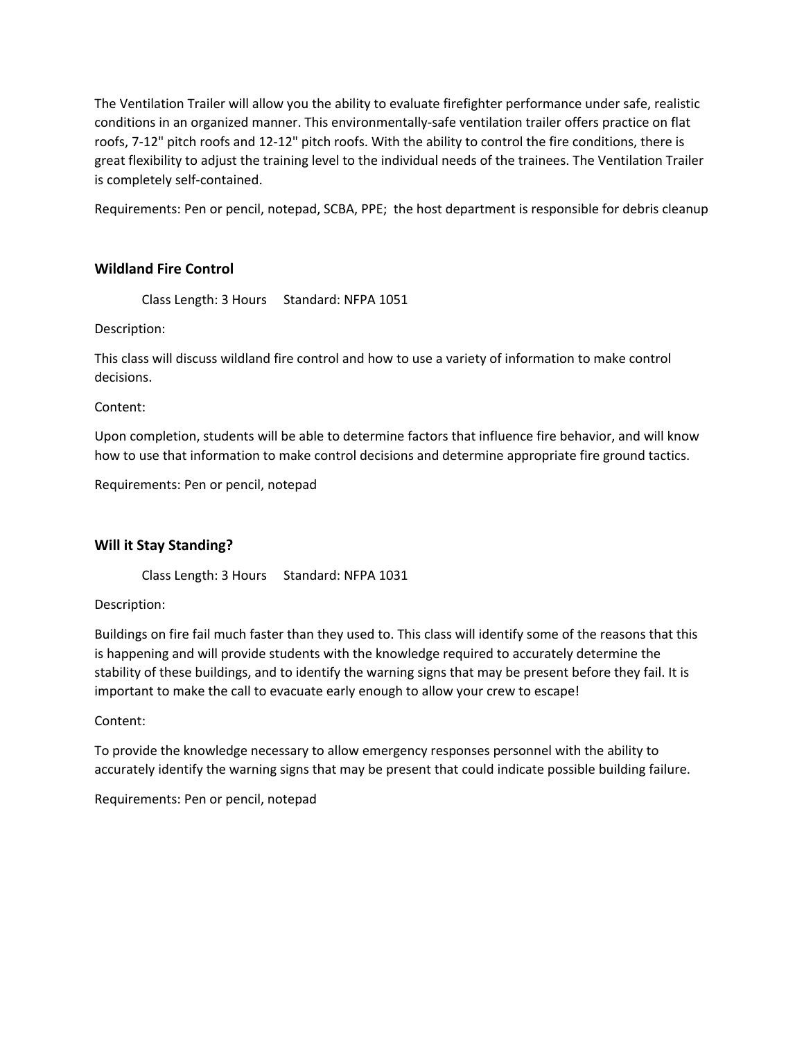The Ventilation Trailer will allow you the ability to evaluate firefighter performance under safe, realistic conditions in an organized manner. This environmentally-safe ventilation trailer offers practice on flat roofs, 7-12" pitch roofs and 12-12" pitch roofs. With the ability to control the fire conditions, there is great flexibility to adjust the training level to the individual needs of the trainees. The Ventilation Trailer is completely self-contained.

Requirements: Pen or pencil, notepad, SCBA, PPE;  the host department is responsible for debris cleanup

### Wildland Fire Control

Class Length: 3 Hours     Standard: NFPA 1051

Description:

This class will discuss wildland fire control and how to use a variety of information to make control decisions.

Content:

Upon completion, students will be able to determine factors that influence fire behavior, and will know how to use that information to make control decisions and determine appropriate fire ground tactics.

Requirements: Pen or pencil, notepad

### Will it Stay Standing?

Class Length: 3 Hours     Standard: NFPA 1031

Description:

Buildings on fire fail much faster than they used to. This class will identify some of the reasons that this is happening and will provide students with the knowledge required to accurately determine the stability of these buildings, and to identify the warning signs that may be present before they fail. It is important to make the call to evacuate early enough to allow your crew to escape!

Content:

To provide the knowledge necessary to allow emergency responses personnel with the ability to accurately identify the warning signs that may be present that could indicate possible building failure.

Requirements: Pen or pencil, notepad